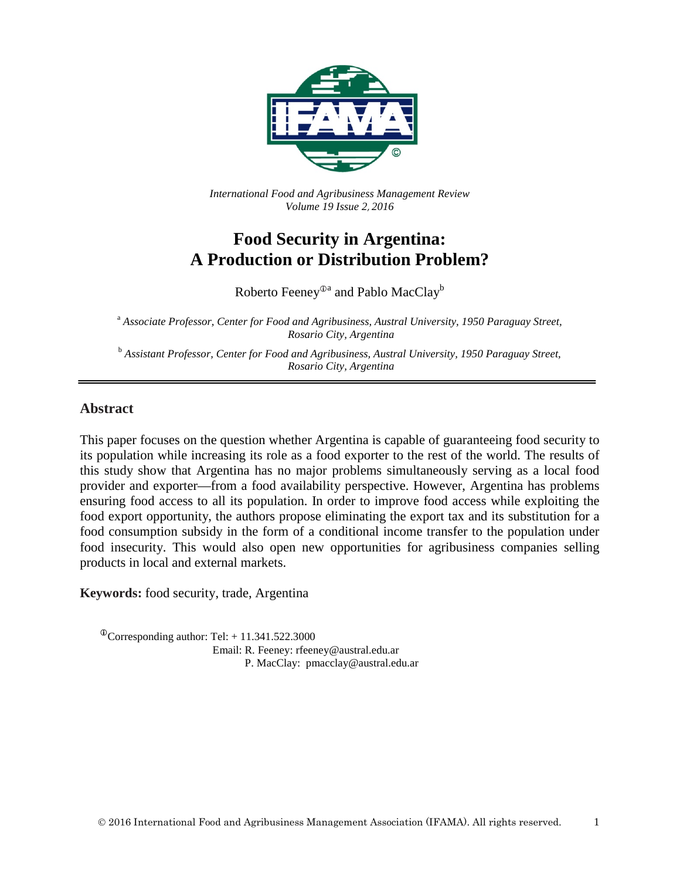*International Food and Agribusiness Management Review*
*Volume 19 Issue 2, 2016*

# Food Security in Argentina: A Production or Distribution Problem?

Roberto Feeney[ⓘa] and Pablo MacClay[b]

[a] *Associate Professor, Center for Food and Agribusiness, Austral University, 1950 Paraguay Street, Rosario City, Argentina*

[b] *Assistant Professor, Center for Food and Agribusiness, Austral University, 1950 Paraguay Street, Rosario City, Argentina*

## Abstract

This paper focuses on the question whether Argentina is capable of guaranteeing food security to its population while increasing its role as a food exporter to the rest of the world. The results of this study show that Argentina has no major problems simultaneously serving as a local food provider and exporter—from a food availability perspective. However, Argentina has problems ensuring food access to all its population. In order to improve food access while exploiting the food export opportunity, the authors propose eliminating the export tax and its substitution for a food consumption subsidy in the form of a conditional income transfer to the population under food insecurity. This would also open new opportunities for agribusiness companies selling products in local and external markets.

**Keywords:** food security, trade, Argentina

[ⓘ]Corresponding author: Tel: + 11.341.522.3000
Email: R. Feeney: rfeeney@austral.edu.ar
P. MacClay: pmacclay@austral.edu.ar

© 2016 International Food and Agribusiness Management Association (IFAMA). All rights reserved.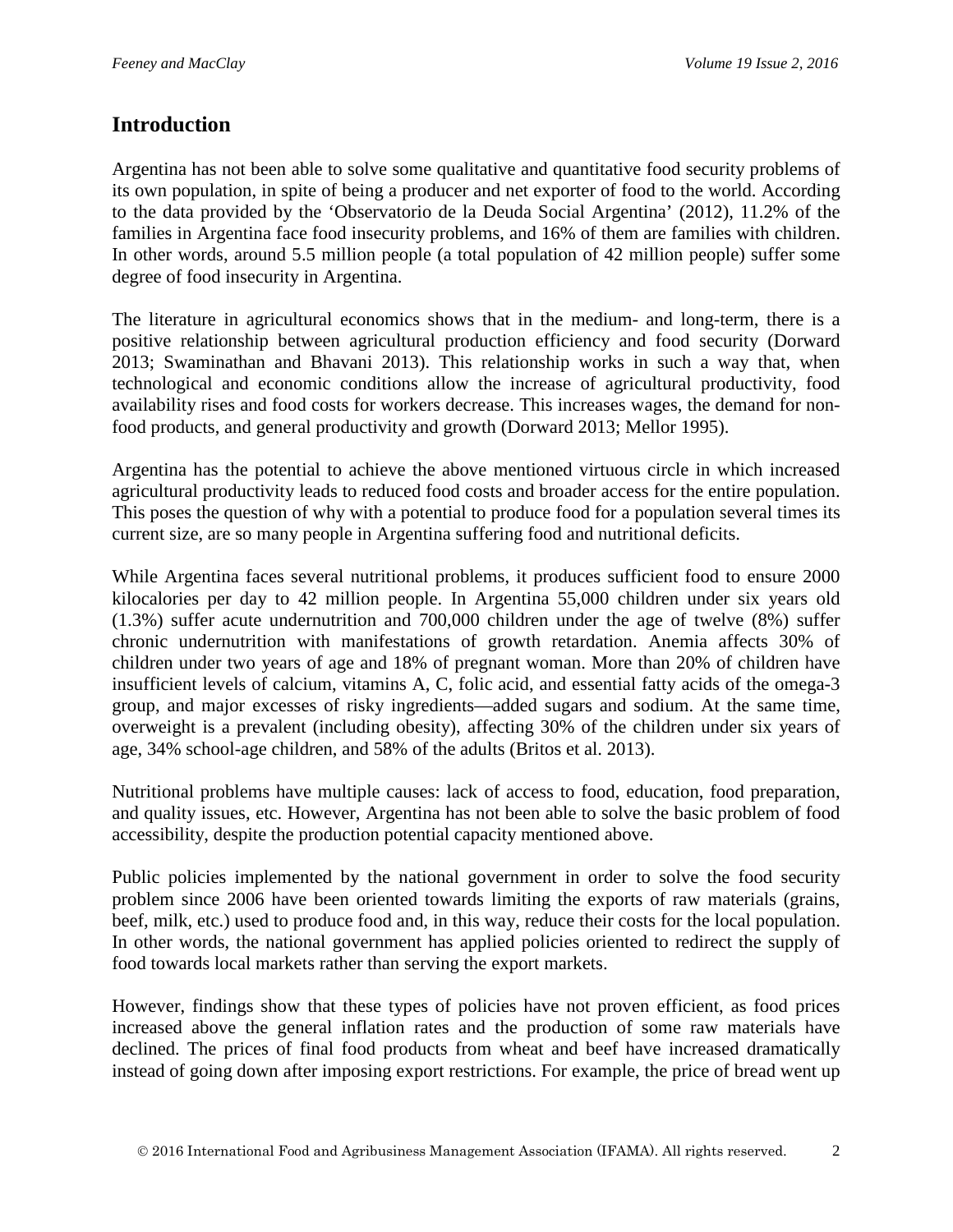## Introduction

Argentina has not been able to solve some qualitative and quantitative food security problems of its own population, in spite of being a producer and net exporter of food to the world. According to the data provided by the 'Observatorio de la Deuda Social Argentina' (2012), 11.2% of the families in Argentina face food insecurity problems, and 16% of them are families with children. In other words, around 5.5 million people (a total population of 42 million people) suffer some degree of food insecurity in Argentina.

The literature in agricultural economics shows that in the medium- and long-term, there is a positive relationship between agricultural production efficiency and food security (Dorward 2013; Swaminathan and Bhavani 2013). This relationship works in such a way that, when technological and economic conditions allow the increase of agricultural productivity, food availability rises and food costs for workers decrease. This increases wages, the demand for non-food products, and general productivity and growth (Dorward 2013; Mellor 1995).

Argentina has the potential to achieve the above mentioned virtuous circle in which increased agricultural productivity leads to reduced food costs and broader access for the entire population. This poses the question of why with a potential to produce food for a population several times its current size, are so many people in Argentina suffering food and nutritional deficits.

While Argentina faces several nutritional problems, it produces sufficient food to ensure 2000 kilocalories per day to 42 million people. In Argentina 55,000 children under six years old (1.3%) suffer acute undernutrition and 700,000 children under the age of twelve (8%) suffer chronic undernutrition with manifestations of growth retardation. Anemia affects 30% of children under two years of age and 18% of pregnant woman. More than 20% of children have insufficient levels of calcium, vitamins A, C, folic acid, and essential fatty acids of the omega-3 group, and major excesses of risky ingredients—added sugars and sodium. At the same time, overweight is a prevalent (including obesity), affecting 30% of the children under six years of age, 34% school-age children, and 58% of the adults (Britos et al. 2013).

Nutritional problems have multiple causes: lack of access to food, education, food preparation, and quality issues, etc. However, Argentina has not been able to solve the basic problem of food accessibility, despite the production potential capacity mentioned above.

Public policies implemented by the national government in order to solve the food security problem since 2006 have been oriented towards limiting the exports of raw materials (grains, beef, milk, etc.) used to produce food and, in this way, reduce their costs for the local population. In other words, the national government has applied policies oriented to redirect the supply of food towards local markets rather than serving the export markets.

However, findings show that these types of policies have not proven efficient, as food prices increased above the general inflation rates and the production of some raw materials have declined. The prices of final food products from wheat and beef have increased dramatically instead of going down after imposing export restrictions. For example, the price of bread went up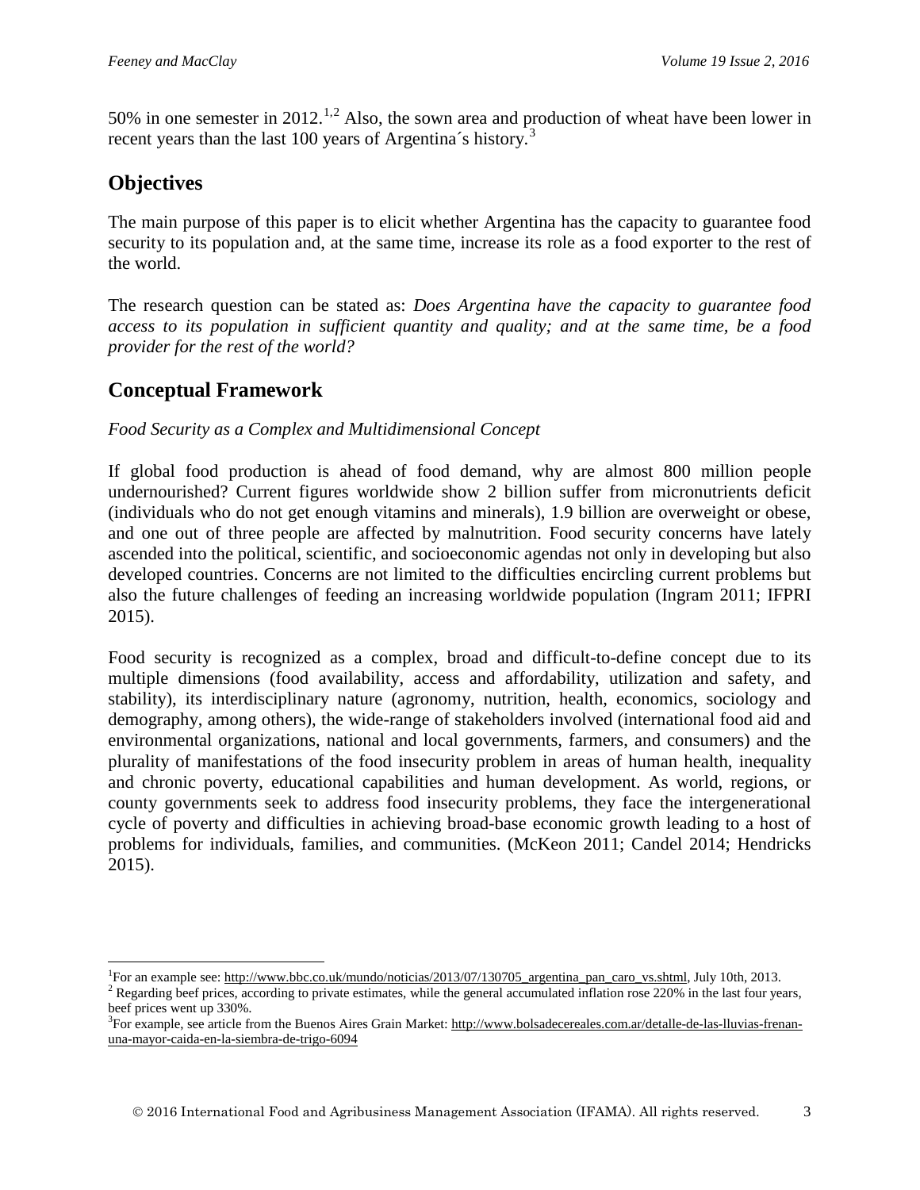50% in one semester in 2012.[1,2] Also, the sown area and production of wheat have been lower in recent years than the last 100 years of Argentina´s history.[3]

## Objectives

The main purpose of this paper is to elicit whether Argentina has the capacity to guarantee food security to its population and, at the same time, increase its role as a food exporter to the rest of the world.

The research question can be stated as: *Does Argentina have the capacity to guarantee food access to its population in sufficient quantity and quality; and at the same time, be a food provider for the rest of the world?*

## Conceptual Framework

*Food Security as a Complex and Multidimensional Concept*

If global food production is ahead of food demand, why are almost 800 million people undernourished? Current figures worldwide show 2 billion suffer from micronutrients deficit (individuals who do not get enough vitamins and minerals), 1.9 billion are overweight or obese, and one out of three people are affected by malnutrition. Food security concerns have lately ascended into the political, scientific, and socioeconomic agendas not only in developing but also developed countries. Concerns are not limited to the difficulties encircling current problems but also the future challenges of feeding an increasing worldwide population (Ingram 2011; IFPRI 2015).

Food security is recognized as a complex, broad and difficult-to-define concept due to its multiple dimensions (food availability, access and affordability, utilization and safety, and stability), its interdisciplinary nature (agronomy, nutrition, health, economics, sociology and demography, among others), the wide-range of stakeholders involved (international food aid and environmental organizations, national and local governments, farmers, and consumers) and the plurality of manifestations of the food insecurity problem in areas of human health, inequality and chronic poverty, educational capabilities and human development. As world, regions, or county governments seek to address food insecurity problems, they face the intergenerational cycle of poverty and difficulties in achieving broad-base economic growth leading to a host of problems for individuals, families, and communities. (McKeon 2011; Candel 2014; Hendricks 2015).

---

[1]For an example see: http://www.bbc.co.uk/mundo/noticias/2013/07/130705_argentina_pan_caro_vs.shtml, July 10th, 2013.

[2] Regarding beef prices, according to private estimates, while the general accumulated inflation rose 220% in the last four years, beef prices went up 330%.

[3]For example, see article from the Buenos Aires Grain Market: http://www.bolsadecereales.com.ar/detalle-de-las-lluvias-frenan-una-mayor-caida-en-la-siembra-de-trigo-6094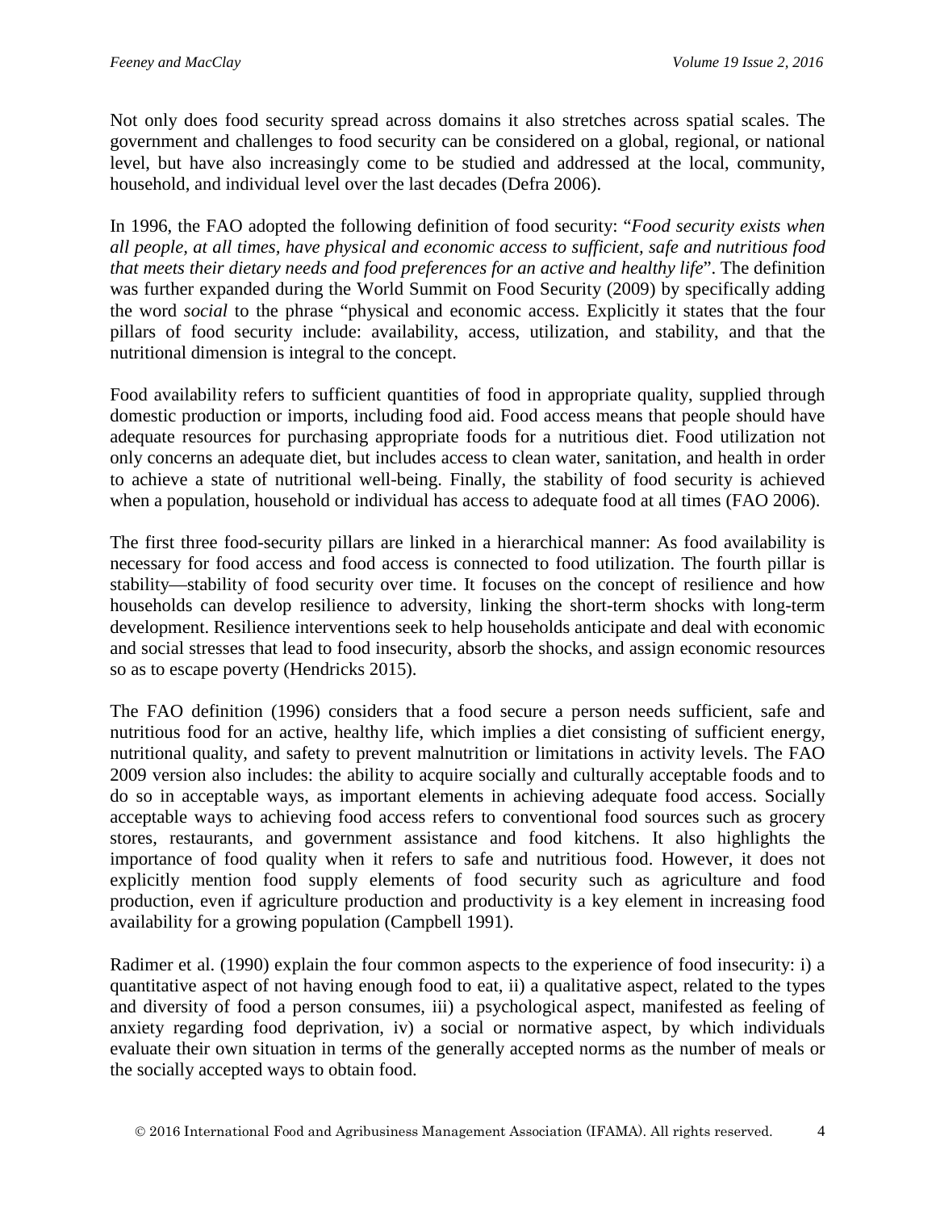Not only does food security spread across domains it also stretches across spatial scales. The government and challenges to food security can be considered on a global, regional, or national level, but have also increasingly come to be studied and addressed at the local, community, household, and individual level over the last decades (Defra 2006).

In 1996, the FAO adopted the following definition of food security: "*Food security exists when all people, at all times, have physical and economic access to sufficient, safe and nutritious food that meets their dietary needs and food preferences for an active and healthy life*". The definition was further expanded during the World Summit on Food Security (2009) by specifically adding the word *social* to the phrase "physical and economic access. Explicitly it states that the four pillars of food security include: availability, access, utilization, and stability, and that the nutritional dimension is integral to the concept.

Food availability refers to sufficient quantities of food in appropriate quality, supplied through domestic production or imports, including food aid. Food access means that people should have adequate resources for purchasing appropriate foods for a nutritious diet. Food utilization not only concerns an adequate diet, but includes access to clean water, sanitation, and health in order to achieve a state of nutritional well-being. Finally, the stability of food security is achieved when a population, household or individual has access to adequate food at all times (FAO 2006).

The first three food-security pillars are linked in a hierarchical manner: As food availability is necessary for food access and food access is connected to food utilization. The fourth pillar is stability—stability of food security over time. It focuses on the concept of resilience and how households can develop resilience to adversity, linking the short-term shocks with long-term development. Resilience interventions seek to help households anticipate and deal with economic and social stresses that lead to food insecurity, absorb the shocks, and assign economic resources so as to escape poverty (Hendricks 2015).

The FAO definition (1996) considers that a food secure a person needs sufficient, safe and nutritious food for an active, healthy life, which implies a diet consisting of sufficient energy, nutritional quality, and safety to prevent malnutrition or limitations in activity levels. The FAO 2009 version also includes: the ability to acquire socially and culturally acceptable foods and to do so in acceptable ways, as important elements in achieving adequate food access. Socially acceptable ways to achieving food access refers to conventional food sources such as grocery stores, restaurants, and government assistance and food kitchens. It also highlights the importance of food quality when it refers to safe and nutritious food. However, it does not explicitly mention food supply elements of food security such as agriculture and food production, even if agriculture production and productivity is a key element in increasing food availability for a growing population (Campbell 1991).

Radimer et al. (1990) explain the four common aspects to the experience of food insecurity: i) a quantitative aspect of not having enough food to eat, ii) a qualitative aspect, related to the types and diversity of food a person consumes, iii) a psychological aspect, manifested as feeling of anxiety regarding food deprivation, iv) a social or normative aspect, by which individuals evaluate their own situation in terms of the generally accepted norms as the number of meals or the socially accepted ways to obtain food.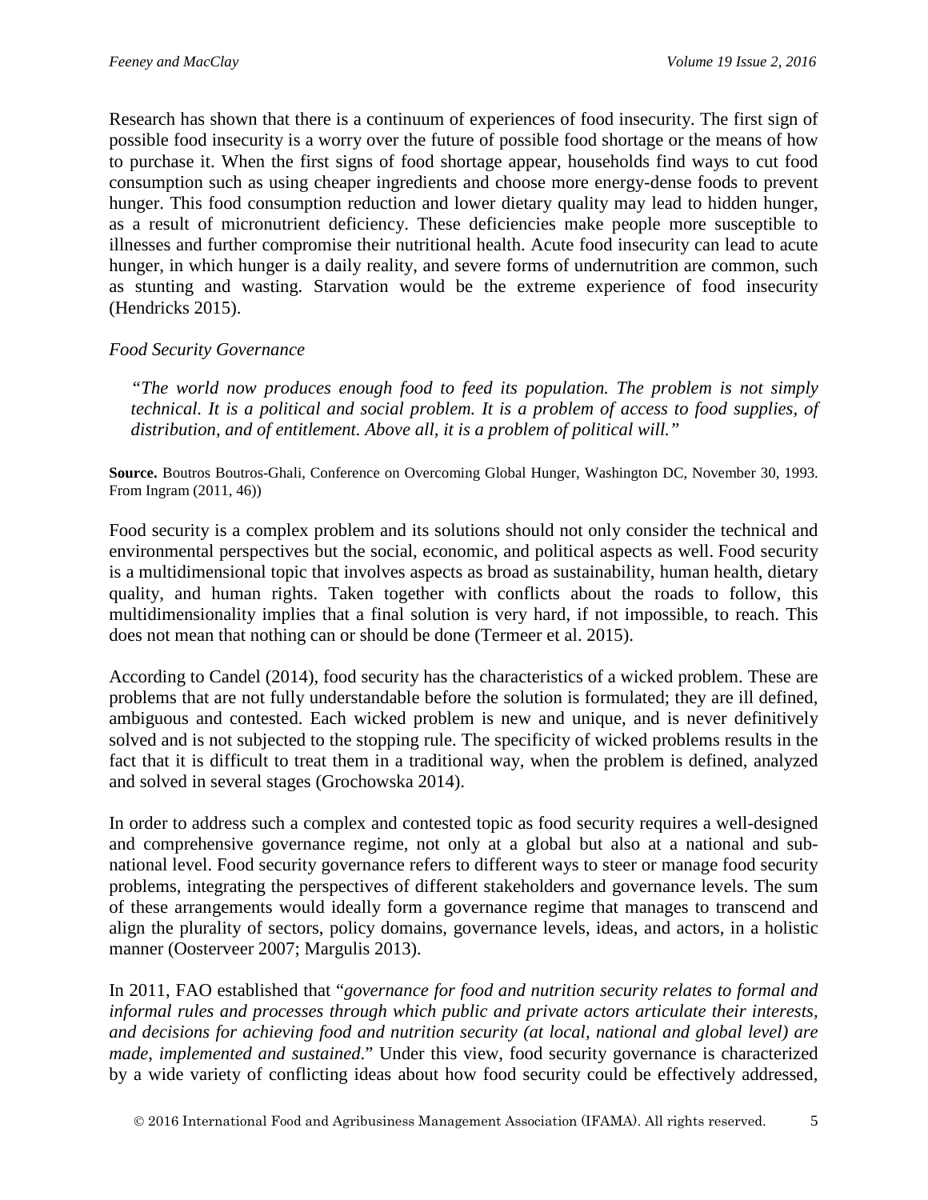Research has shown that there is a continuum of experiences of food insecurity. The first sign of possible food insecurity is a worry over the future of possible food shortage or the means of how to purchase it. When the first signs of food shortage appear, households find ways to cut food consumption such as using cheaper ingredients and choose more energy-dense foods to prevent hunger. This food consumption reduction and lower dietary quality may lead to hidden hunger, as a result of micronutrient deficiency. These deficiencies make people more susceptible to illnesses and further compromise their nutritional health. Acute food insecurity can lead to acute hunger, in which hunger is a daily reality, and severe forms of undernutrition are common, such as stunting and wasting. Starvation would be the extreme experience of food insecurity (Hendricks 2015).

### *Food Security Governance*

> *"The world now produces enough food to feed its population. The problem is not simply technical. It is a political and social problem. It is a problem of access to food supplies, of distribution, and of entitlement. Above all, it is a problem of political will."*

**Source.** Boutros Boutros-Ghali, Conference on Overcoming Global Hunger, Washington DC, November 30, 1993. From Ingram (2011, 46))

Food security is a complex problem and its solutions should not only consider the technical and environmental perspectives but the social, economic, and political aspects as well. Food security is a multidimensional topic that involves aspects as broad as sustainability, human health, dietary quality, and human rights. Taken together with conflicts about the roads to follow, this multidimensionality implies that a final solution is very hard, if not impossible, to reach. This does not mean that nothing can or should be done (Termeer et al. 2015).

According to Candel (2014), food security has the characteristics of a wicked problem. These are problems that are not fully understandable before the solution is formulated; they are ill defined, ambiguous and contested. Each wicked problem is new and unique, and is never definitively solved and is not subjected to the stopping rule. The specificity of wicked problems results in the fact that it is difficult to treat them in a traditional way, when the problem is defined, analyzed and solved in several stages (Grochowska 2014).

In order to address such a complex and contested topic as food security requires a well-designed and comprehensive governance regime, not only at a global but also at a national and sub-national level. Food security governance refers to different ways to steer or manage food security problems, integrating the perspectives of different stakeholders and governance levels. The sum of these arrangements would ideally form a governance regime that manages to transcend and align the plurality of sectors, policy domains, governance levels, ideas, and actors, in a holistic manner (Oosterveer 2007; Margulis 2013).

In 2011, FAO established that "*governance for food and nutrition security relates to formal and informal rules and processes through which public and private actors articulate their interests, and decisions for achieving food and nutrition security (at local, national and global level) are made, implemented and sustained*." Under this view, food security governance is characterized by a wide variety of conflicting ideas about how food security could be effectively addressed,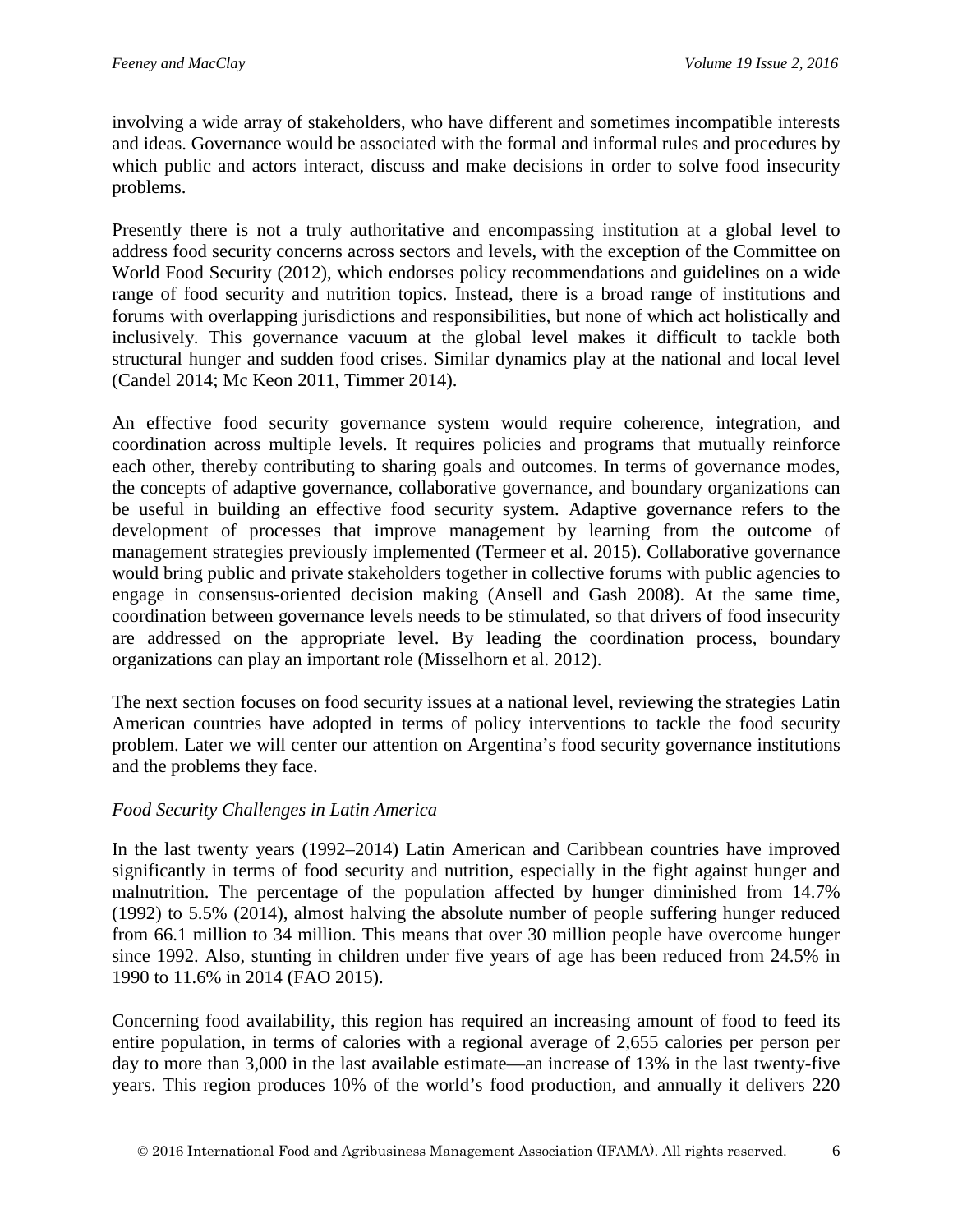involving a wide array of stakeholders, who have different and sometimes incompatible interests and ideas. Governance would be associated with the formal and informal rules and procedures by which public and actors interact, discuss and make decisions in order to solve food insecurity problems.

Presently there is not a truly authoritative and encompassing institution at a global level to address food security concerns across sectors and levels, with the exception of the Committee on World Food Security (2012), which endorses policy recommendations and guidelines on a wide range of food security and nutrition topics. Instead, there is a broad range of institutions and forums with overlapping jurisdictions and responsibilities, but none of which act holistically and inclusively. This governance vacuum at the global level makes it difficult to tackle both structural hunger and sudden food crises. Similar dynamics play at the national and local level (Candel 2014; Mc Keon 2011, Timmer 2014).

An effective food security governance system would require coherence, integration, and coordination across multiple levels. It requires policies and programs that mutually reinforce each other, thereby contributing to sharing goals and outcomes. In terms of governance modes, the concepts of adaptive governance, collaborative governance, and boundary organizations can be useful in building an effective food security system. Adaptive governance refers to the development of processes that improve management by learning from the outcome of management strategies previously implemented (Termeer et al. 2015). Collaborative governance would bring public and private stakeholders together in collective forums with public agencies to engage in consensus-oriented decision making (Ansell and Gash 2008). At the same time, coordination between governance levels needs to be stimulated, so that drivers of food insecurity are addressed on the appropriate level. By leading the coordination process, boundary organizations can play an important role (Misselhorn et al. 2012).

The next section focuses on food security issues at a national level, reviewing the strategies Latin American countries have adopted in terms of policy interventions to tackle the food security problem. Later we will center our attention on Argentina's food security governance institutions and the problems they face.

*Food Security Challenges in Latin America*

In the last twenty years (1992–2014) Latin American and Caribbean countries have improved significantly in terms of food security and nutrition, especially in the fight against hunger and malnutrition. The percentage of the population affected by hunger diminished from 14.7% (1992) to 5.5% (2014), almost halving the absolute number of people suffering hunger reduced from 66.1 million to 34 million. This means that over 30 million people have overcome hunger since 1992. Also, stunting in children under five years of age has been reduced from 24.5% in 1990 to 11.6% in 2014 (FAO 2015).

Concerning food availability, this region has required an increasing amount of food to feed its entire population, in terms of calories with a regional average of 2,655 calories per person per day to more than 3,000 in the last available estimate—an increase of 13% in the last twenty-five years. This region produces 10% of the world's food production, and annually it delivers 220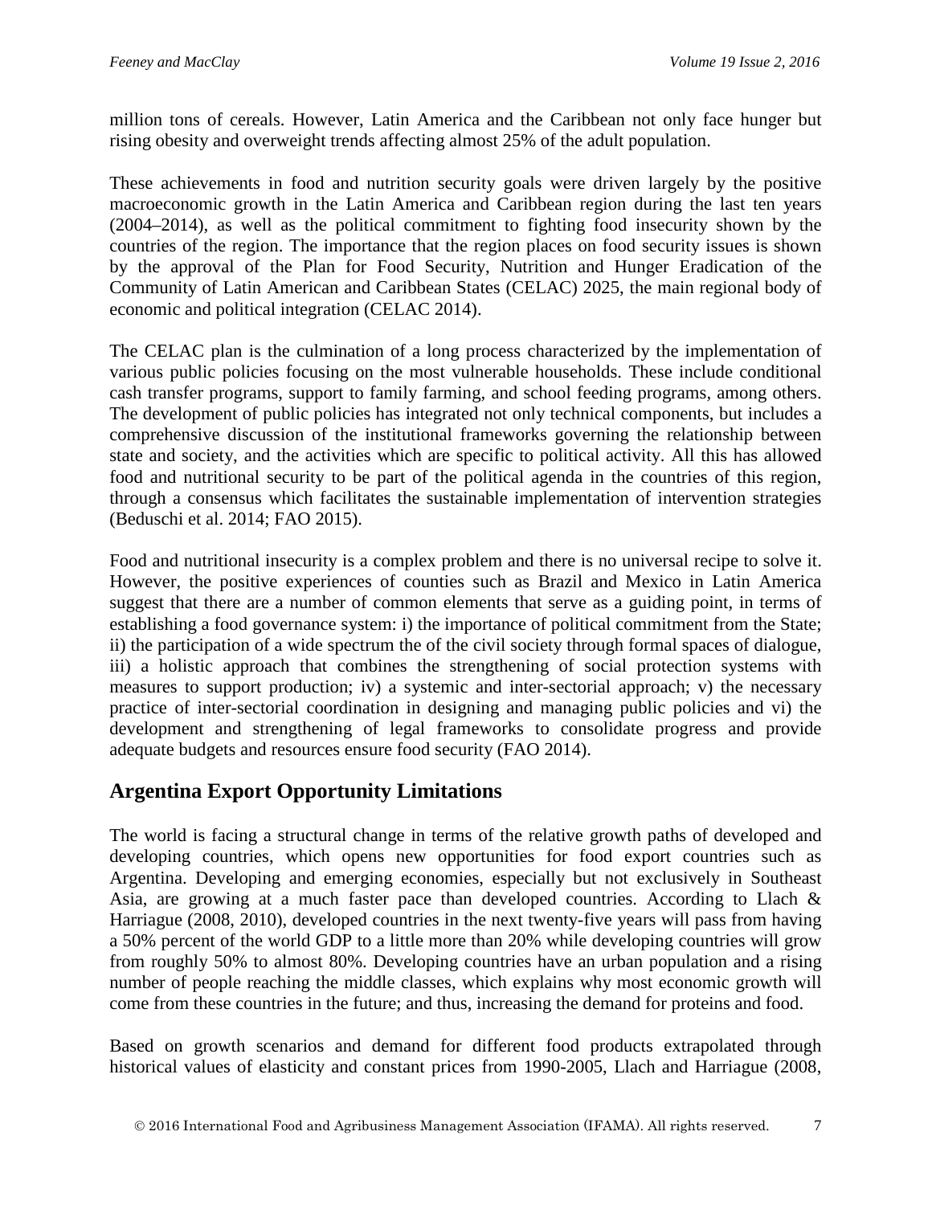million tons of cereals. However, Latin America and the Caribbean not only face hunger but rising obesity and overweight trends affecting almost 25% of the adult population.

These achievements in food and nutrition security goals were driven largely by the positive macroeconomic growth in the Latin America and Caribbean region during the last ten years (2004–2014), as well as the political commitment to fighting food insecurity shown by the countries of the region. The importance that the region places on food security issues is shown by the approval of the Plan for Food Security, Nutrition and Hunger Eradication of the Community of Latin American and Caribbean States (CELAC) 2025, the main regional body of economic and political integration (CELAC 2014).

The CELAC plan is the culmination of a long process characterized by the implementation of various public policies focusing on the most vulnerable households. These include conditional cash transfer programs, support to family farming, and school feeding programs, among others. The development of public policies has integrated not only technical components, but includes a comprehensive discussion of the institutional frameworks governing the relationship between state and society, and the activities which are specific to political activity. All this has allowed food and nutritional security to be part of the political agenda in the countries of this region, through a consensus which facilitates the sustainable implementation of intervention strategies (Beduschi et al. 2014; FAO 2015).

Food and nutritional insecurity is a complex problem and there is no universal recipe to solve it. However, the positive experiences of counties such as Brazil and Mexico in Latin America suggest that there are a number of common elements that serve as a guiding point, in terms of establishing a food governance system: i) the importance of political commitment from the State; ii) the participation of a wide spectrum the of the civil society through formal spaces of dialogue, iii) a holistic approach that combines the strengthening of social protection systems with measures to support production; iv) a systemic and inter-sectorial approach; v) the necessary practice of inter-sectorial coordination in designing and managing public policies and vi) the development and strengthening of legal frameworks to consolidate progress and provide adequate budgets and resources ensure food security (FAO 2014).

## Argentina Export Opportunity Limitations

The world is facing a structural change in terms of the relative growth paths of developed and developing countries, which opens new opportunities for food export countries such as Argentina. Developing and emerging economies, especially but not exclusively in Southeast Asia, are growing at a much faster pace than developed countries. According to Llach & Harriague (2008, 2010), developed countries in the next twenty-five years will pass from having a 50% percent of the world GDP to a little more than 20% while developing countries will grow from roughly 50% to almost 80%. Developing countries have an urban population and a rising number of people reaching the middle classes, which explains why most economic growth will come from these countries in the future; and thus, increasing the demand for proteins and food.

Based on growth scenarios and demand for different food products extrapolated through historical values of elasticity and constant prices from 1990-2005, Llach and Harriague (2008,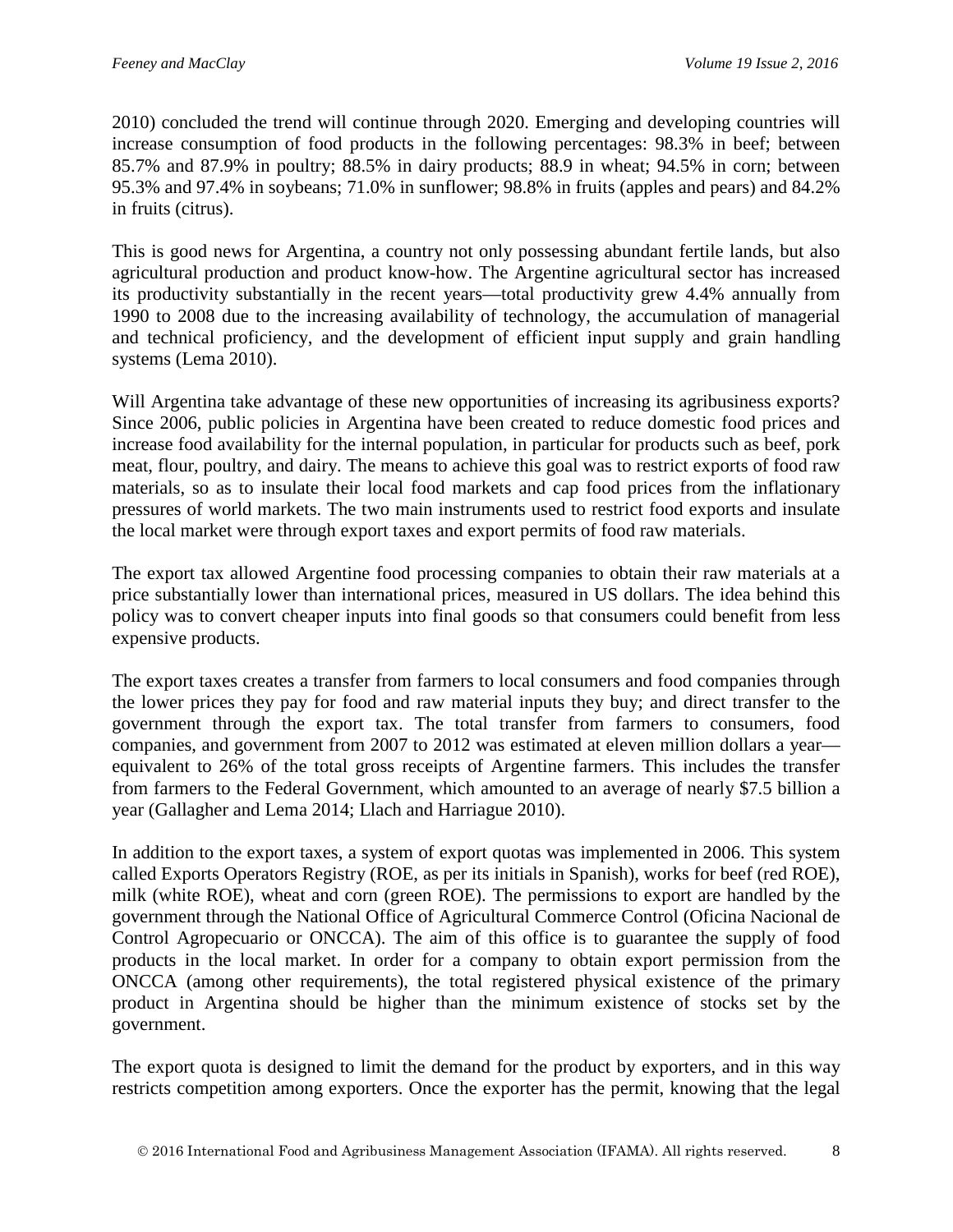2010) concluded the trend will continue through 2020. Emerging and developing countries will increase consumption of food products in the following percentages: 98.3% in beef; between 85.7% and 87.9% in poultry; 88.5% in dairy products; 88.9 in wheat; 94.5% in corn; between 95.3% and 97.4% in soybeans; 71.0% in sunflower; 98.8% in fruits (apples and pears) and 84.2% in fruits (citrus).

This is good news for Argentina, a country not only possessing abundant fertile lands, but also agricultural production and product know-how. The Argentine agricultural sector has increased its productivity substantially in the recent years—total productivity grew 4.4% annually from 1990 to 2008 due to the increasing availability of technology, the accumulation of managerial and technical proficiency, and the development of efficient input supply and grain handling systems (Lema 2010).

Will Argentina take advantage of these new opportunities of increasing its agribusiness exports? Since 2006, public policies in Argentina have been created to reduce domestic food prices and increase food availability for the internal population, in particular for products such as beef, pork meat, flour, poultry, and dairy. The means to achieve this goal was to restrict exports of food raw materials, so as to insulate their local food markets and cap food prices from the inflationary pressures of world markets. The two main instruments used to restrict food exports and insulate the local market were through export taxes and export permits of food raw materials.

The export tax allowed Argentine food processing companies to obtain their raw materials at a price substantially lower than international prices, measured in US dollars. The idea behind this policy was to convert cheaper inputs into final goods so that consumers could benefit from less expensive products.

The export taxes creates a transfer from farmers to local consumers and food companies through the lower prices they pay for food and raw material inputs they buy; and direct transfer to the government through the export tax. The total transfer from farmers to consumers, food companies, and government from 2007 to 2012 was estimated at eleven million dollars a year—equivalent to 26% of the total gross receipts of Argentine farmers. This includes the transfer from farmers to the Federal Government, which amounted to an average of nearly $7.5 billion a year (Gallagher and Lema 2014; Llach and Harriague 2010).

In addition to the export taxes, a system of export quotas was implemented in 2006. This system called Exports Operators Registry (ROE, as per its initials in Spanish), works for beef (red ROE), milk (white ROE), wheat and corn (green ROE). The permissions to export are handled by the government through the National Office of Agricultural Commerce Control (Oficina Nacional de Control Agropecuario or ONCCA). The aim of this office is to guarantee the supply of food products in the local market. In order for a company to obtain export permission from the ONCCA (among other requirements), the total registered physical existence of the primary product in Argentina should be higher than the minimum existence of stocks set by the government.

The export quota is designed to limit the demand for the product by exporters, and in this way restricts competition among exporters. Once the exporter has the permit, knowing that the legal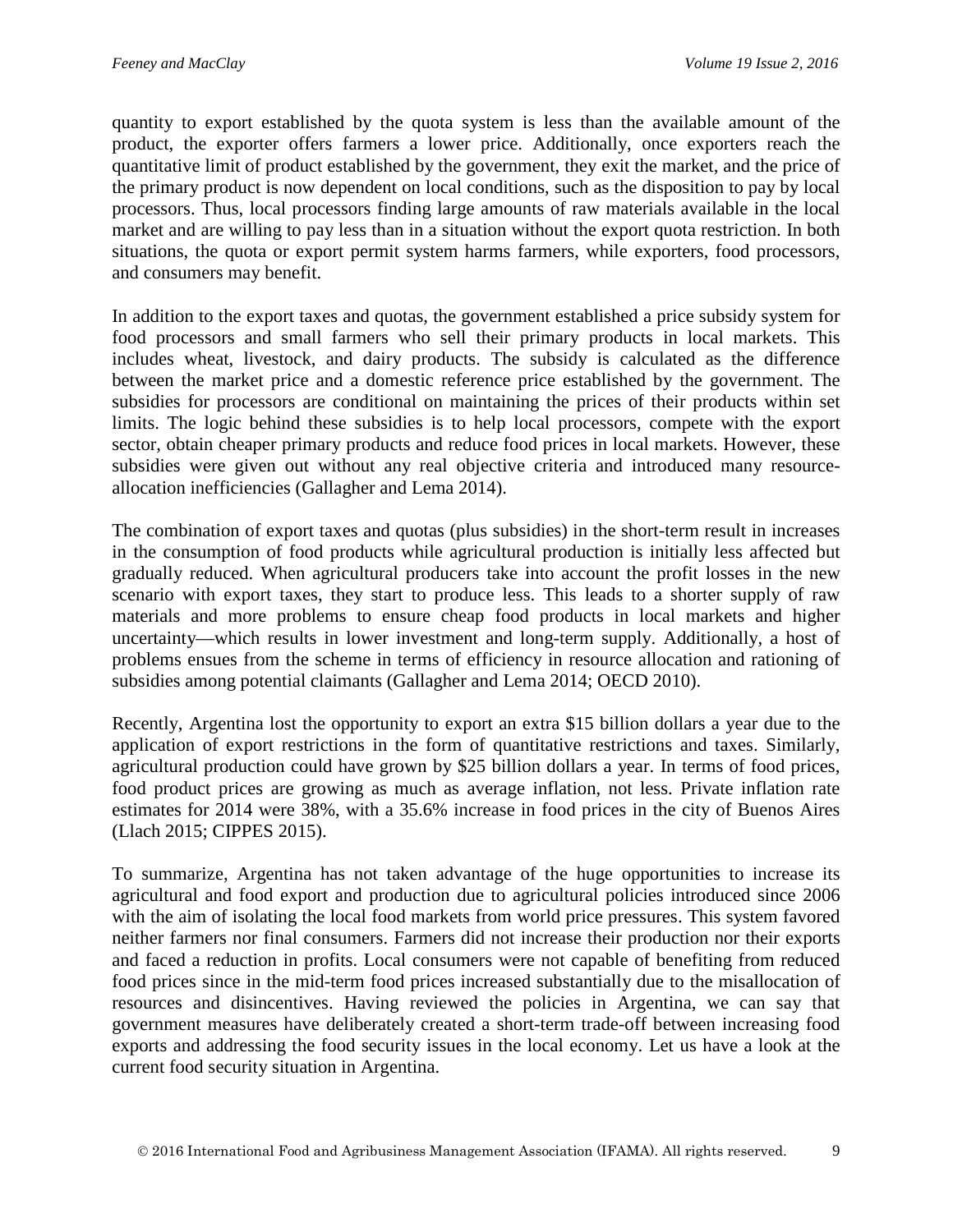quantity to export established by the quota system is less than the available amount of the product, the exporter offers farmers a lower price. Additionally, once exporters reach the quantitative limit of product established by the government, they exit the market, and the price of the primary product is now dependent on local conditions, such as the disposition to pay by local processors. Thus, local processors finding large amounts of raw materials available in the local market and are willing to pay less than in a situation without the export quota restriction. In both situations, the quota or export permit system harms farmers, while exporters, food processors, and consumers may benefit.

In addition to the export taxes and quotas, the government established a price subsidy system for food processors and small farmers who sell their primary products in local markets. This includes wheat, livestock, and dairy products. The subsidy is calculated as the difference between the market price and a domestic reference price established by the government. The subsidies for processors are conditional on maintaining the prices of their products within set limits. The logic behind these subsidies is to help local processors, compete with the export sector, obtain cheaper primary products and reduce food prices in local markets. However, these subsidies were given out without any real objective criteria and introduced many resource-allocation inefficiencies (Gallagher and Lema 2014).

The combination of export taxes and quotas (plus subsidies) in the short-term result in increases in the consumption of food products while agricultural production is initially less affected but gradually reduced. When agricultural producers take into account the profit losses in the new scenario with export taxes, they start to produce less. This leads to a shorter supply of raw materials and more problems to ensure cheap food products in local markets and higher uncertainty—which results in lower investment and long-term supply. Additionally, a host of problems ensues from the scheme in terms of efficiency in resource allocation and rationing of subsidies among potential claimants (Gallagher and Lema 2014; OECD 2010).

Recently, Argentina lost the opportunity to export an extra $15 billion dollars a year due to the application of export restrictions in the form of quantitative restrictions and taxes. Similarly, agricultural production could have grown by $25 billion dollars a year. In terms of food prices, food product prices are growing as much as average inflation, not less. Private inflation rate estimates for 2014 were 38%, with a 35.6% increase in food prices in the city of Buenos Aires (Llach 2015; CIPPES 2015).

To summarize, Argentina has not taken advantage of the huge opportunities to increase its agricultural and food export and production due to agricultural policies introduced since 2006 with the aim of isolating the local food markets from world price pressures. This system favored neither farmers nor final consumers. Farmers did not increase their production nor their exports and faced a reduction in profits. Local consumers were not capable of benefiting from reduced food prices since in the mid-term food prices increased substantially due to the misallocation of resources and disincentives. Having reviewed the policies in Argentina, we can say that government measures have deliberately created a short-term trade-off between increasing food exports and addressing the food security issues in the local economy. Let us have a look at the current food security situation in Argentina.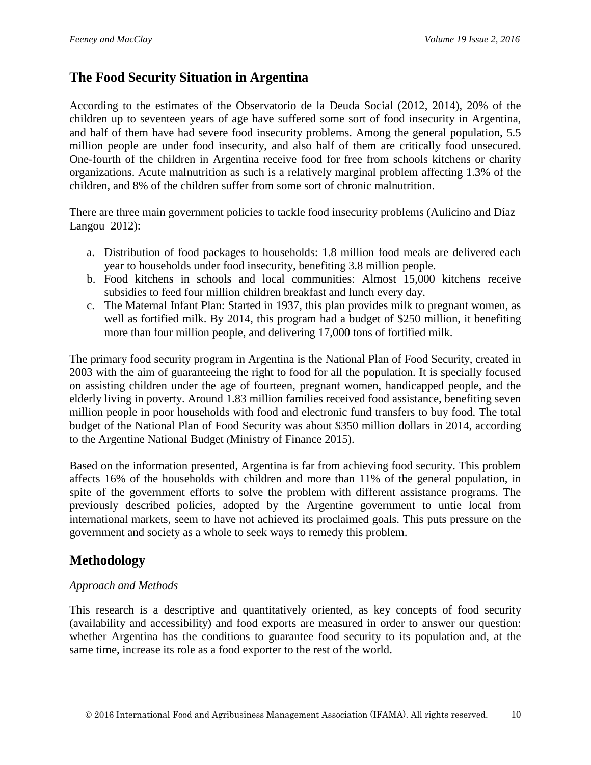## The Food Security Situation in Argentina

According to the estimates of the Observatorio de la Deuda Social (2012, 2014), 20% of the children up to seventeen years of age have suffered some sort of food insecurity in Argentina, and half of them have had severe food insecurity problems. Among the general population, 5.5 million people are under food insecurity, and also half of them are critically food unsecured. One-fourth of the children in Argentina receive food for free from schools kitchens or charity organizations. Acute malnutrition as such is a relatively marginal problem affecting 1.3% of the children, and 8% of the children suffer from some sort of chronic malnutrition.

There are three main government policies to tackle food insecurity problems (Aulicino and Díaz Langou 2012):

a. Distribution of food packages to households: 1.8 million food meals are delivered each year to households under food insecurity, benefiting 3.8 million people.
b. Food kitchens in schools and local communities: Almost 15,000 kitchens receive subsidies to feed four million children breakfast and lunch every day.
c. The Maternal Infant Plan: Started in 1937, this plan provides milk to pregnant women, as well as fortified milk. By 2014, this program had a budget of $250 million, it benefiting more than four million people, and delivering 17,000 tons of fortified milk.

The primary food security program in Argentina is the National Plan of Food Security, created in 2003 with the aim of guaranteeing the right to food for all the population. It is specially focused on assisting children under the age of fourteen, pregnant women, handicapped people, and the elderly living in poverty. Around 1.83 million families received food assistance, benefiting seven million people in poor households with food and electronic fund transfers to buy food. The total budget of the National Plan of Food Security was about $350 million dollars in 2014, according to the Argentine National Budget (Ministry of Finance 2015).

Based on the information presented, Argentina is far from achieving food security. This problem affects 16% of the households with children and more than 11% of the general population, in spite of the government efforts to solve the problem with different assistance programs. The previously described policies, adopted by the Argentine government to untie local from international markets, seem to have not achieved its proclaimed goals. This puts pressure on the government and society as a whole to seek ways to remedy this problem.

## Methodology

### *Approach and Methods*

This research is a descriptive and quantitatively oriented, as key concepts of food security (availability and accessibility) and food exports are measured in order to answer our question: whether Argentina has the conditions to guarantee food security to its population and, at the same time, increase its role as a food exporter to the rest of the world.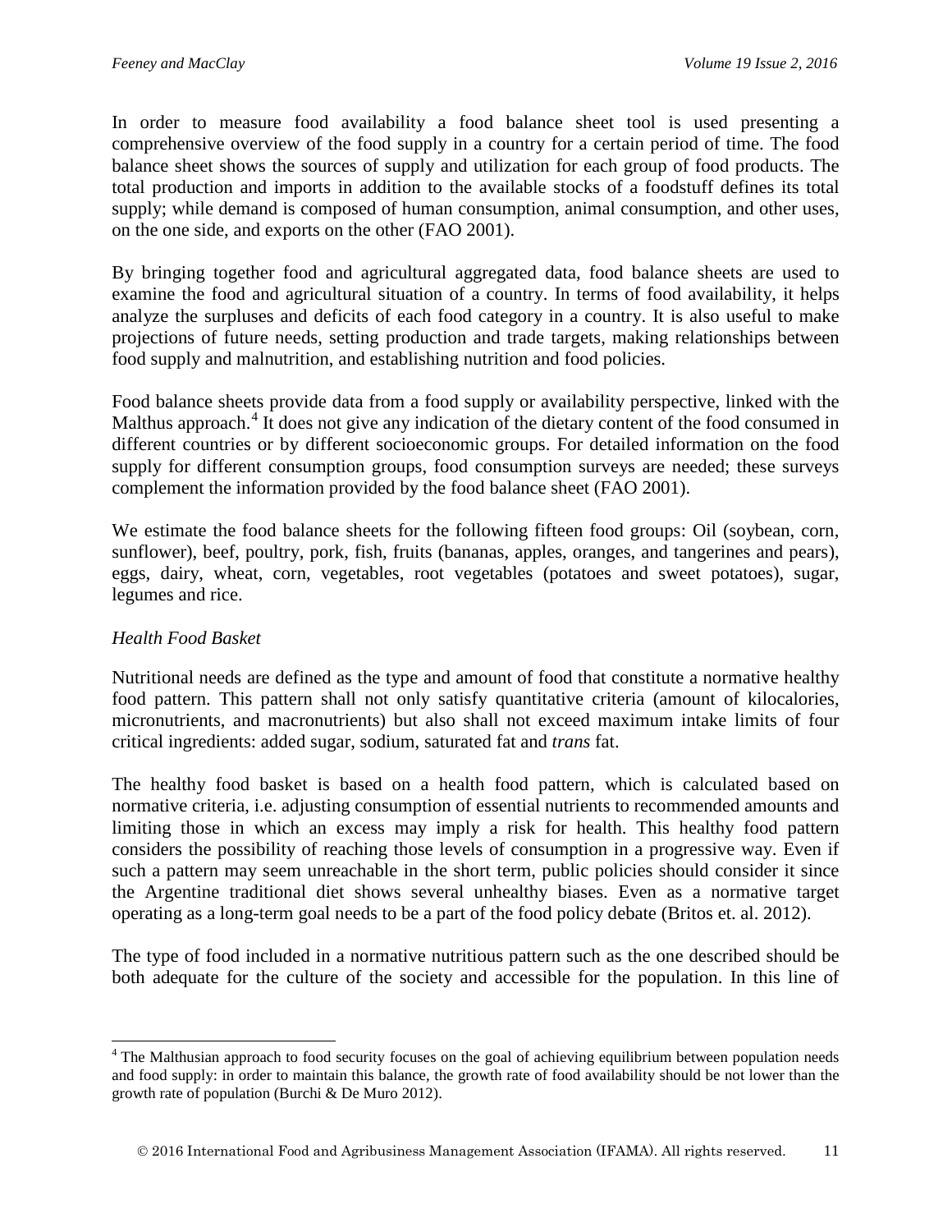In order to measure food availability a food balance sheet tool is used presenting a comprehensive overview of the food supply in a country for a certain period of time. The food balance sheet shows the sources of supply and utilization for each group of food products. The total production and imports in addition to the available stocks of a foodstuff defines its total supply; while demand is composed of human consumption, animal consumption, and other uses, on the one side, and exports on the other (FAO 2001).

By bringing together food and agricultural aggregated data, food balance sheets are used to examine the food and agricultural situation of a country. In terms of food availability, it helps analyze the surpluses and deficits of each food category in a country. It is also useful to make projections of future needs, setting production and trade targets, making relationships between food supply and malnutrition, and establishing nutrition and food policies.

Food balance sheets provide data from a food supply or availability perspective, linked with the Malthus approach.[4] It does not give any indication of the dietary content of the food consumed in different countries or by different socioeconomic groups. For detailed information on the food supply for different consumption groups, food consumption surveys are needed; these surveys complement the information provided by the food balance sheet (FAO 2001).

We estimate the food balance sheets for the following fifteen food groups: Oil (soybean, corn, sunflower), beef, poultry, pork, fish, fruits (bananas, apples, oranges, and tangerines and pears), eggs, dairy, wheat, corn, vegetables, root vegetables (potatoes and sweet potatoes), sugar, legumes and rice.

*Health Food Basket*

Nutritional needs are defined as the type and amount of food that constitute a normative healthy food pattern. This pattern shall not only satisfy quantitative criteria (amount of kilocalories, micronutrients, and macronutrients) but also shall not exceed maximum intake limits of four critical ingredients: added sugar, sodium, saturated fat and *trans* fat.

The healthy food basket is based on a health food pattern, which is calculated based on normative criteria, i.e. adjusting consumption of essential nutrients to recommended amounts and limiting those in which an excess may imply a risk for health. This healthy food pattern considers the possibility of reaching those levels of consumption in a progressive way. Even if such a pattern may seem unreachable in the short term, public policies should consider it since the Argentine traditional diet shows several unhealthy biases. Even as a normative target operating as a long-term goal needs to be a part of the food policy debate (Britos et. al. 2012).

The type of food included in a normative nutritious pattern such as the one described should be both adequate for the culture of the society and accessible for the population. In this line of

[4] The Malthusian approach to food security focuses on the goal of achieving equilibrium between population needs and food supply: in order to maintain this balance, the growth rate of food availability should be not lower than the growth rate of population (Burchi & De Muro 2012).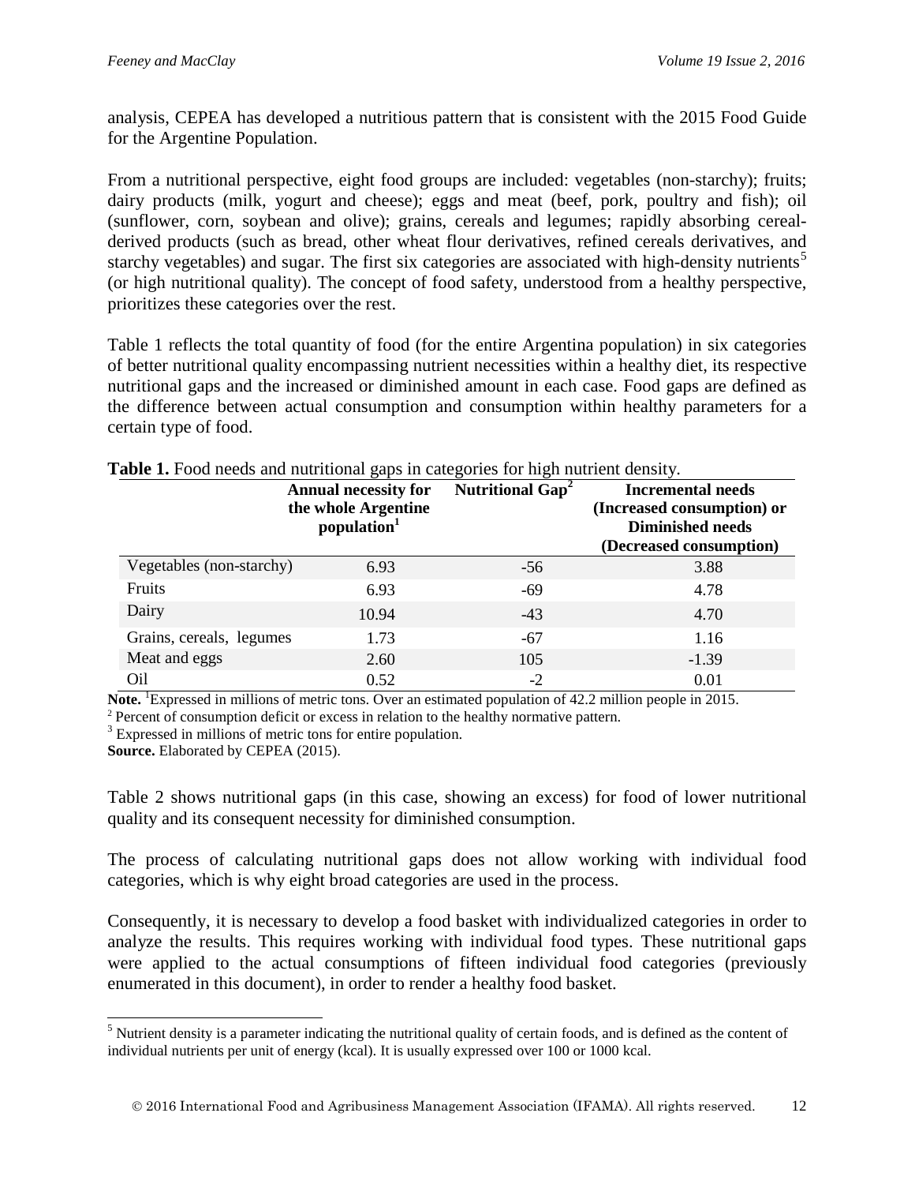analysis, CEPEA has developed a nutritious pattern that is consistent with the 2015 Food Guide for the Argentine Population.

From a nutritional perspective, eight food groups are included: vegetables (non-starchy); fruits; dairy products (milk, yogurt and cheese); eggs and meat (beef, pork, poultry and fish); oil (sunflower, corn, soybean and olive); grains, cereals and legumes; rapidly absorbing cereal-derived products (such as bread, other wheat flour derivatives, refined cereals derivatives, and starchy vegetables) and sugar. The first six categories are associated with high-density nutrients[5] (or high nutritional quality). The concept of food safety, understood from a healthy perspective, prioritizes these categories over the rest.

Table 1 reflects the total quantity of food (for the entire Argentina population) in six categories of better nutritional quality encompassing nutrient necessities within a healthy diet, its respective nutritional gaps and the increased or diminished amount in each case. Food gaps are defined as the difference between actual consumption and consumption within healthy parameters for a certain type of food.

**Table 1.** Food needs and nutritional gaps in categories for high nutrient density.

| | Annual necessity for the whole Argentine population[1] | Nutritional Gap[2] | Incremental needs (Increased consumption) or Diminished needs (Decreased consumption) |
|---|---|---|---|
| Vegetables (non-starchy) | 6.93 | -56 | 3.88 |
| Fruits | 6.93 | -69 | 4.78 |
| Dairy | 10.94 | -43 | 4.70 |
| Grains, cereals, legumes | 1.73 | -67 | 1.16 |
| Meat and eggs | 2.60 | 105 | -1.39 |
| Oil | 0.52 | -2 | 0.01 |

**Note.** [1]Expressed in millions of metric tons. Over an estimated population of 42.2 million people in 2015.
[2] Percent of consumption deficit or excess in relation to the healthy normative pattern.
[3] Expressed in millions of metric tons for entire population.
**Source.** Elaborated by CEPEA (2015).

Table 2 shows nutritional gaps (in this case, showing an excess) for food of lower nutritional quality and its consequent necessity for diminished consumption.

The process of calculating nutritional gaps does not allow working with individual food categories, which is why eight broad categories are used in the process.

Consequently, it is necessary to develop a food basket with individualized categories in order to analyze the results. This requires working with individual food types. These nutritional gaps were applied to the actual consumptions of fifteen individual food categories (previously enumerated in this document), in order to render a healthy food basket.

[5] Nutrient density is a parameter indicating the nutritional quality of certain foods, and is defined as the content of individual nutrients per unit of energy (kcal). It is usually expressed over 100 or 1000 kcal.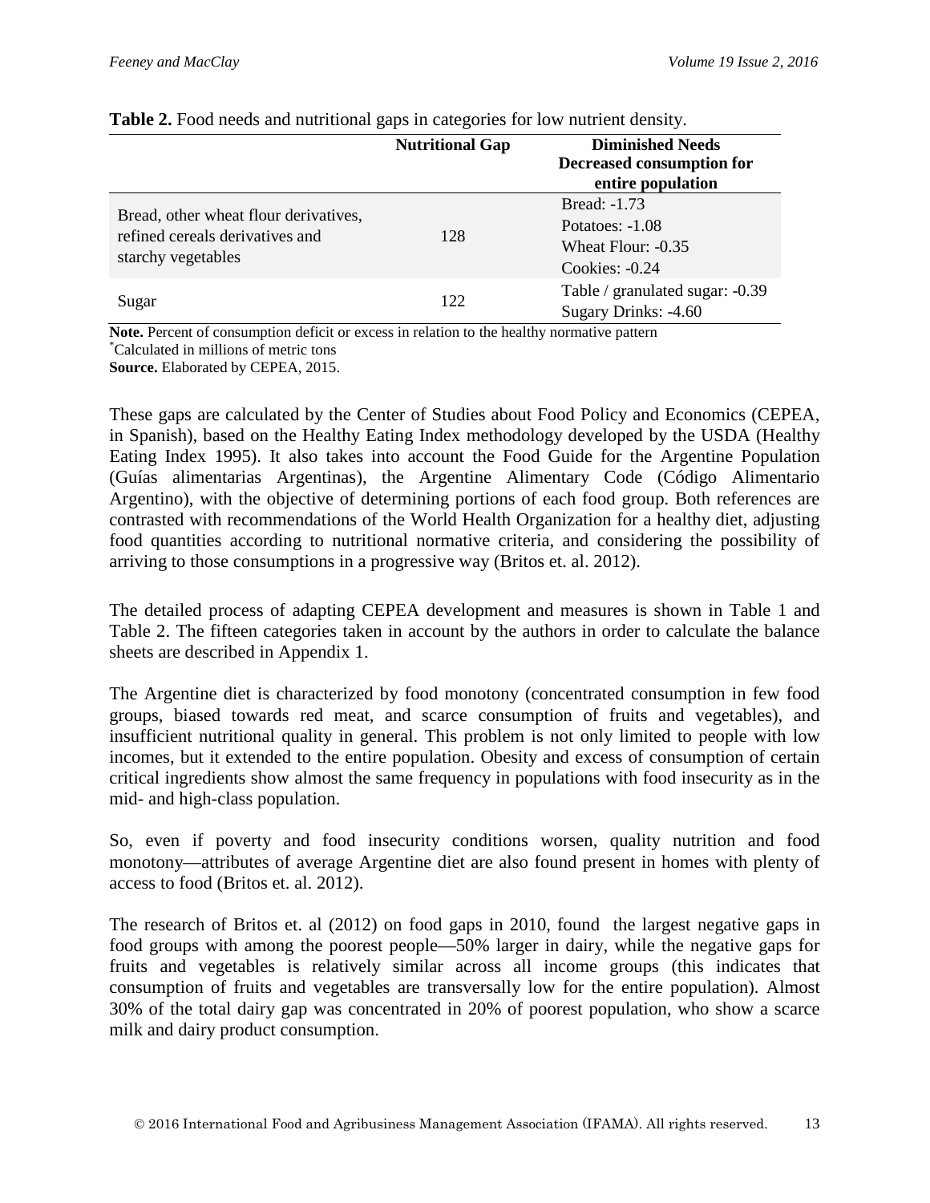**Table 2.** Food needs and nutritional gaps in categories for low nutrient density.

| | Nutritional Gap | Diminished Needs Decreased consumption for entire population |
|---|---|---|
| Bread, other wheat flour derivatives, refined cereals derivatives and starchy vegetables | 128 | Bread: -1.73<br>Potatoes: -1.08<br>Wheat Flour: -0.35<br>Cookies: -0.24 |
| Sugar | 122 | Table / granulated sugar: -0.39<br>Sugary Drinks: -4.60 |

**Note.** Percent of consumption deficit or excess in relation to the healthy normative pattern

*Calculated in millions of metric tons

**Source.** Elaborated by CEPEA, 2015.

These gaps are calculated by the Center of Studies about Food Policy and Economics (CEPEA, in Spanish), based on the Healthy Eating Index methodology developed by the USDA (Healthy Eating Index 1995). It also takes into account the Food Guide for the Argentine Population (Guías alimentarias Argentinas), the Argentine Alimentary Code (Código Alimentario Argentino), with the objective of determining portions of each food group. Both references are contrasted with recommendations of the World Health Organization for a healthy diet, adjusting food quantities according to nutritional normative criteria, and considering the possibility of arriving to those consumptions in a progressive way (Britos et. al. 2012).

The detailed process of adapting CEPEA development and measures is shown in Table 1 and Table 2. The fifteen categories taken in account by the authors in order to calculate the balance sheets are described in Appendix 1.

The Argentine diet is characterized by food monotony (concentrated consumption in few food groups, biased towards red meat, and scarce consumption of fruits and vegetables), and insufficient nutritional quality in general. This problem is not only limited to people with low incomes, but it extended to the entire population. Obesity and excess of consumption of certain critical ingredients show almost the same frequency in populations with food insecurity as in the mid- and high-class population.

So, even if poverty and food insecurity conditions worsen, quality nutrition and food monotony—attributes of average Argentine diet are also found present in homes with plenty of access to food (Britos et. al. 2012).

The research of Britos et. al (2012) on food gaps in 2010, found the largest negative gaps in food groups with among the poorest people—50% larger in dairy, while the negative gaps for fruits and vegetables is relatively similar across all income groups (this indicates that consumption of fruits and vegetables are transversally low for the entire population). Almost 30% of the total dairy gap was concentrated in 20% of poorest population, who show a scarce milk and dairy product consumption.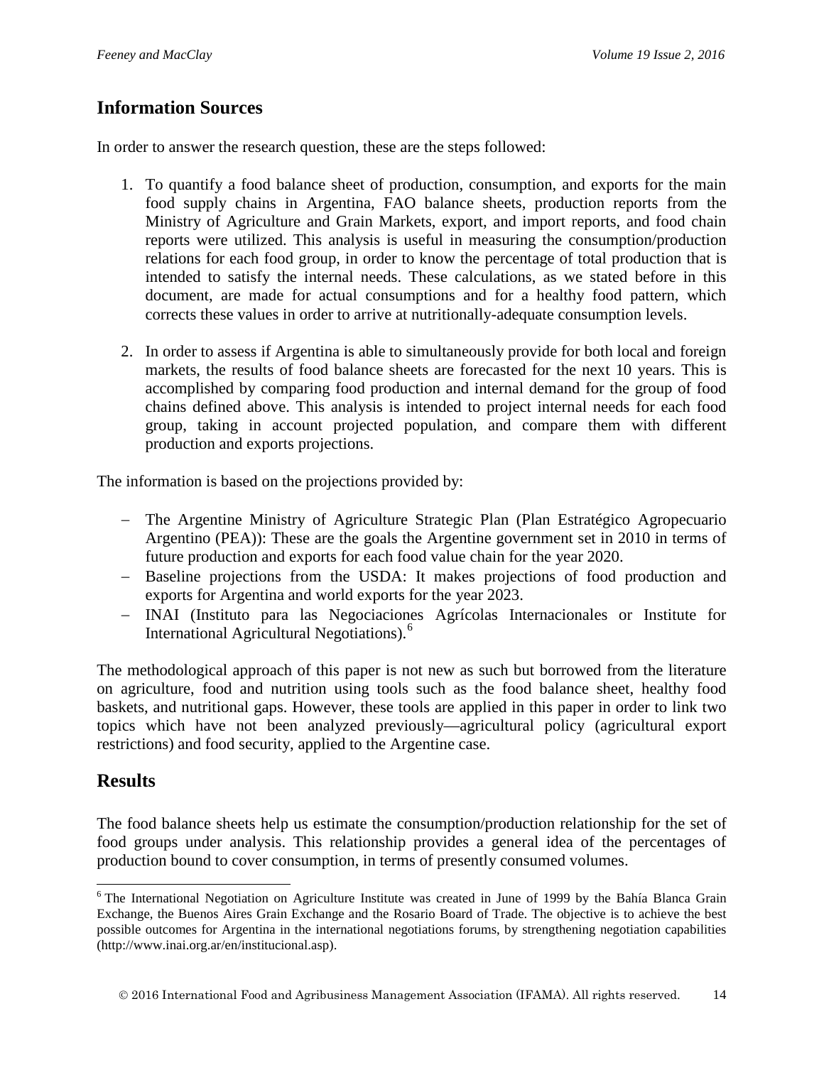## Information Sources

In order to answer the research question, these are the steps followed:

1. To quantify a food balance sheet of production, consumption, and exports for the main food supply chains in Argentina, FAO balance sheets, production reports from the Ministry of Agriculture and Grain Markets, export, and import reports, and food chain reports were utilized. This analysis is useful in measuring the consumption/production relations for each food group, in order to know the percentage of total production that is intended to satisfy the internal needs. These calculations, as we stated before in this document, are made for actual consumptions and for a healthy food pattern, which corrects these values in order to arrive at nutritionally-adequate consumption levels.

2. In order to assess if Argentina is able to simultaneously provide for both local and foreign markets, the results of food balance sheets are forecasted for the next 10 years. This is accomplished by comparing food production and internal demand for the group of food chains defined above. This analysis is intended to project internal needs for each food group, taking in account projected population, and compare them with different production and exports projections.

The information is based on the projections provided by:

- The Argentine Ministry of Agriculture Strategic Plan (Plan Estratégico Agropecuario Argentino (PEA)): These are the goals the Argentine government set in 2010 in terms of future production and exports for each food value chain for the year 2020.
- Baseline projections from the USDA: It makes projections of food production and exports for Argentina and world exports for the year 2023.
- INAI (Instituto para las Negociaciones Agrícolas Internacionales or Institute for International Agricultural Negotiations).[6]

The methodological approach of this paper is not new as such but borrowed from the literature on agriculture, food and nutrition using tools such as the food balance sheet, healthy food baskets, and nutritional gaps. However, these tools are applied in this paper in order to link two topics which have not been analyzed previously—agricultural policy (agricultural export restrictions) and food security, applied to the Argentine case.

## Results

The food balance sheets help us estimate the consumption/production relationship for the set of food groups under analysis. This relationship provides a general idea of the percentages of production bound to cover consumption, in terms of presently consumed volumes.

[6] The International Negotiation on Agriculture Institute was created in June of 1999 by the Bahía Blanca Grain Exchange, the Buenos Aires Grain Exchange and the Rosario Board of Trade. The objective is to achieve the best possible outcomes for Argentina in the international negotiations forums, by strengthening negotiation capabilities (http://www.inai.org.ar/en/institucional.asp).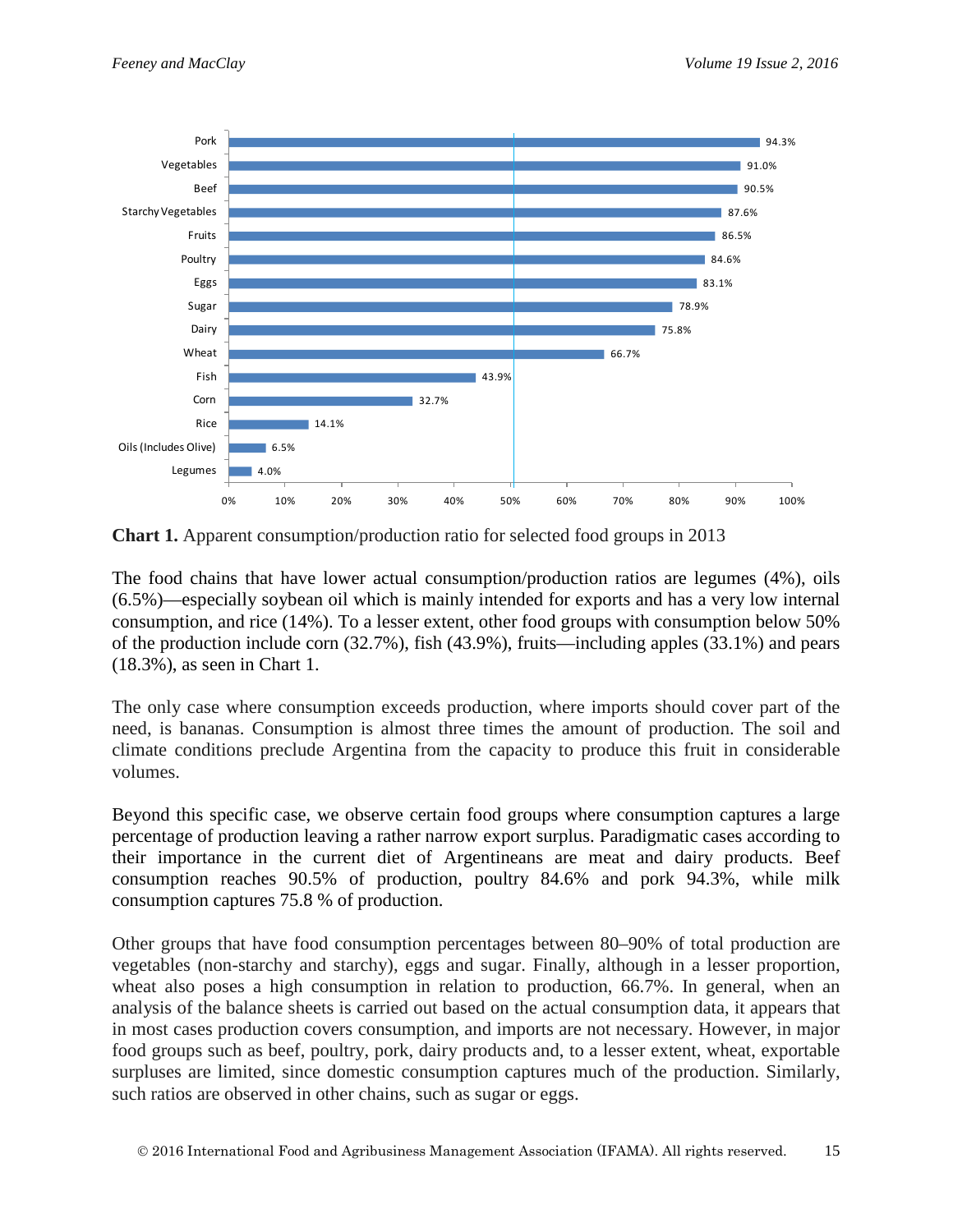Pork
Vegetables
Beef
Starchy Vegetables
Fruits
Poultry
Eggs
Sugar
Dairy
Wheat
Fish
Corn
Rice
Oils (Includes Olive)
Legumes

94.3%
91.0%
90.5%
87.6%
86.5%
84.6%
83.1%
78.9%
75.8%
66.7%
43.9%
32.7%
14.1%
6.5%
4.0%

0% 10% 20% 30% 40% 50% 60% 70% 80% 90% 100%

**Chart 1.** Apparent consumption/production ratio for selected food groups in 2013

The food chains that have lower actual consumption/production ratios are legumes (4%), oils (6.5%)—especially soybean oil which is mainly intended for exports and has a very low internal consumption, and rice (14%). To a lesser extent, other food groups with consumption below 50% of the production include corn (32.7%), fish (43.9%), fruits—including apples (33.1%) and pears (18.3%), as seen in Chart 1.

The only case where consumption exceeds production, where imports should cover part of the need, is bananas. Consumption is almost three times the amount of production. The soil and climate conditions preclude Argentina from the capacity to produce this fruit in considerable volumes.

Beyond this specific case, we observe certain food groups where consumption captures a large percentage of production leaving a rather narrow export surplus. Paradigmatic cases according to their importance in the current diet of Argentineans are meat and dairy products. Beef consumption reaches 90.5% of production, poultry 84.6% and pork 94.3%, while milk consumption captures 75.8 % of production.

Other groups that have food consumption percentages between 80–90% of total production are vegetables (non-starchy and starchy), eggs and sugar. Finally, although in a lesser proportion, wheat also poses a high consumption in relation to production, 66.7%. In general, when an analysis of the balance sheets is carried out based on the actual consumption data, it appears that in most cases production covers consumption, and imports are not necessary. However, in major food groups such as beef, poultry, pork, dairy products and, to a lesser extent, wheat, exportable surpluses are limited, since domestic consumption captures much of the production. Similarly, such ratios are observed in other chains, such as sugar or eggs.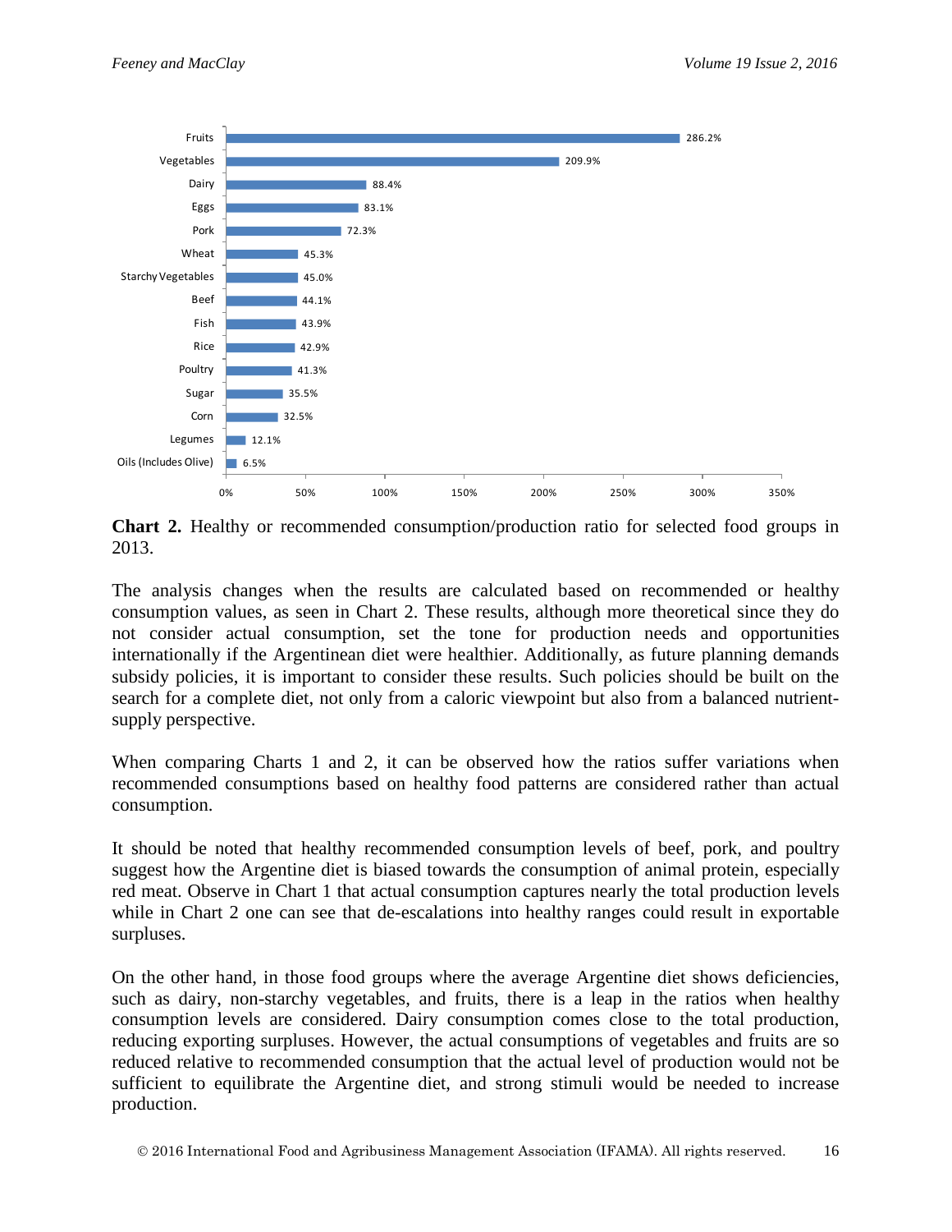Fruits
Vegetables
Dairy
Eggs
Pork
Wheat
Starchy Vegetables
Beef
Fish
Rice
Poultry
Sugar
Corn
Legumes
Oils (Includes Olive)

286.2%
209.9%
88.4%
83.1%
72.3%
45.3%
45.0%
44.1%
43.9%
42.9%
41.3%
35.5%
32.5%
12.1%
6.5%

0% 50% 100% 150% 200% 250% 300% 350%

**Chart 2.** Healthy or recommended consumption/production ratio for selected food groups in 2013.

The analysis changes when the results are calculated based on recommended or healthy consumption values, as seen in Chart 2. These results, although more theoretical since they do not consider actual consumption, set the tone for production needs and opportunities internationally if the Argentinean diet were healthier. Additionally, as future planning demands subsidy policies, it is important to consider these results. Such policies should be built on the search for a complete diet, not only from a caloric viewpoint but also from a balanced nutrient-supply perspective.

When comparing Charts 1 and 2, it can be observed how the ratios suffer variations when recommended consumptions based on healthy food patterns are considered rather than actual consumption.

It should be noted that healthy recommended consumption levels of beef, pork, and poultry suggest how the Argentine diet is biased towards the consumption of animal protein, especially red meat. Observe in Chart 1 that actual consumption captures nearly the total production levels while in Chart 2 one can see that de-escalations into healthy ranges could result in exportable surpluses.

On the other hand, in those food groups where the average Argentine diet shows deficiencies, such as dairy, non-starchy vegetables, and fruits, there is a leap in the ratios when healthy consumption levels are considered. Dairy consumption comes close to the total production, reducing exporting surpluses. However, the actual consumptions of vegetables and fruits are so reduced relative to recommended consumption that the actual level of production would not be sufficient to equilibrate the Argentine diet, and strong stimuli would be needed to increase production.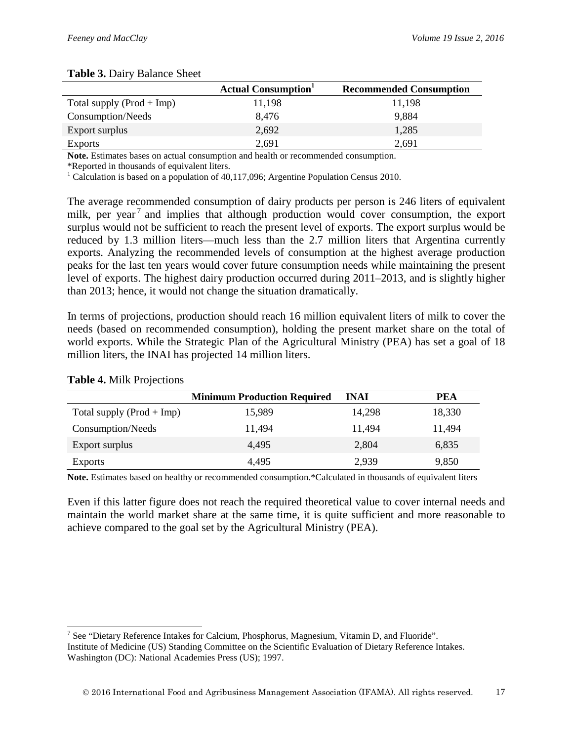**Table 3.** Dairy Balance Sheet

| | Actual Consumption[1] | Recommended Consumption |
|---|---|---|
| Total supply (Prod + Imp) | 11,198 | 11,198 |
| Consumption/Needs | 8,476 | 9,884 |
| Export surplus | 2,692 | 1,285 |
| Exports | 2,691 | 2,691 |

**Note.** Estimates bases on actual consumption and health or recommended consumption.
*Reported in thousands of equivalent liters.
[1] Calculation is based on a population of 40,117,096; Argentine Population Census 2010.

The average recommended consumption of dairy products per person is 246 liters of equivalent milk, per year[7] and implies that although production would cover consumption, the export surplus would not be sufficient to reach the present level of exports. The export surplus would be reduced by 1.3 million liters—much less than the 2.7 million liters that Argentina currently exports. Analyzing the recommended levels of consumption at the highest average production peaks for the last ten years would cover future consumption needs while maintaining the present level of exports. The highest dairy production occurred during 2011–2013, and is slightly higher than 2013; hence, it would not change the situation dramatically.

In terms of projections, production should reach 16 million equivalent liters of milk to cover the needs (based on recommended consumption), holding the present market share on the total of world exports. While the Strategic Plan of the Agricultural Ministry (PEA) has set a goal of 18 million liters, the INAI has projected 14 million liters.

**Table 4.** Milk Projections

| | Minimum Production Required | INAI | PEA |
|---|---|---|---|
| Total supply (Prod + Imp) | 15,989 | 14,298 | 18,330 |
| Consumption/Needs | 11,494 | 11,494 | 11,494 |
| Export surplus | 4,495 | 2,804 | 6,835 |
| Exports | 4,495 | 2,939 | 9,850 |

**Note.** Estimates based on healthy or recommended consumption.*Calculated in thousands of equivalent liters

Even if this latter figure does not reach the required theoretical value to cover internal needs and maintain the world market share at the same time, it is quite sufficient and more reasonable to achieve compared to the goal set by the Agricultural Ministry (PEA).

[7] See "Dietary Reference Intakes for Calcium, Phosphorus, Magnesium, Vitamin D, and Fluoride". Institute of Medicine (US) Standing Committee on the Scientific Evaluation of Dietary Reference Intakes. Washington (DC): National Academies Press (US); 1997.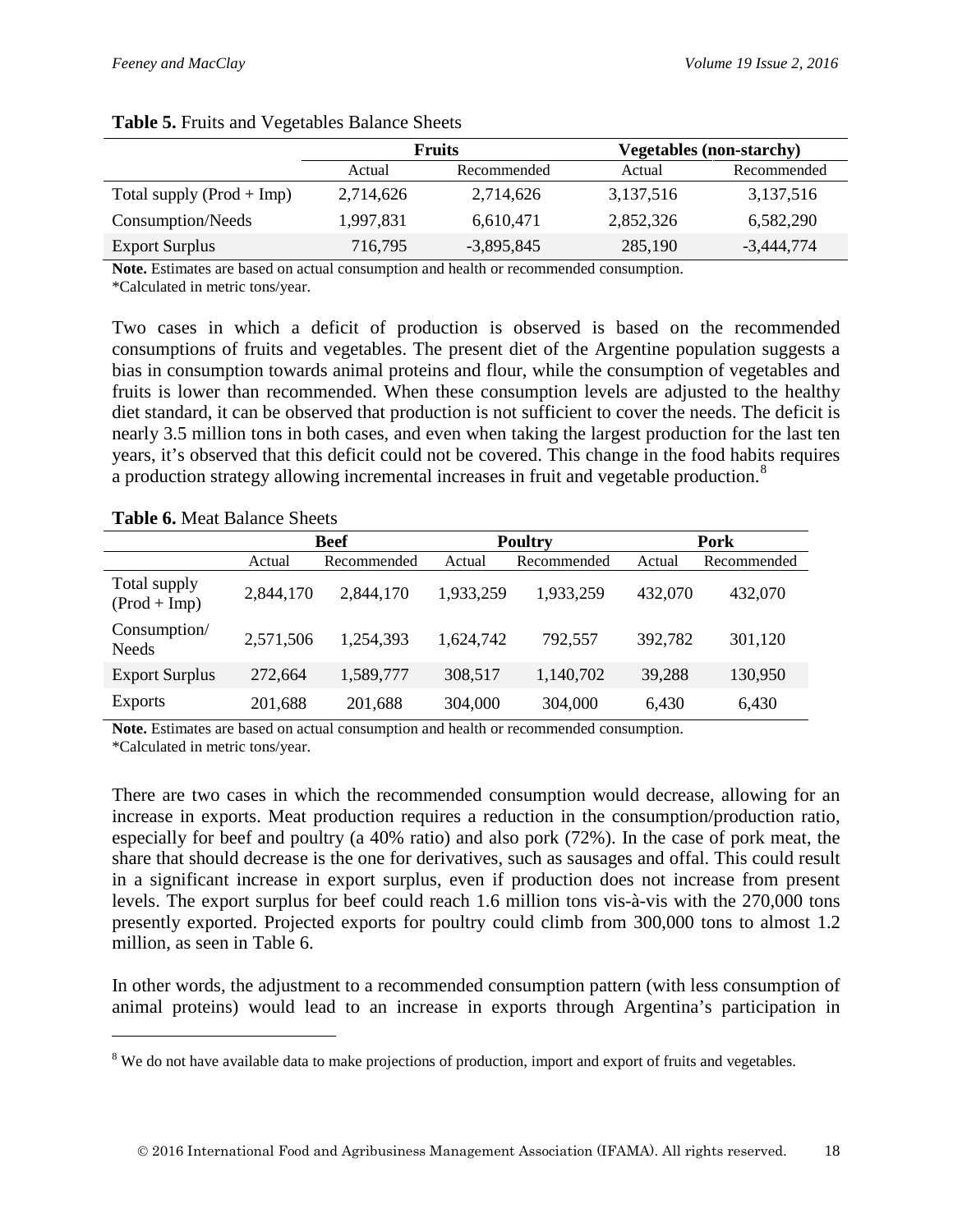**Table 5.** Fruits and Vegetables Balance Sheets

| | Fruits | | Vegetables (non-starchy) | |
|---|---|---|---|---|
| | Actual | Recommended | Actual | Recommended |
| Total supply (Prod + Imp) | 2,714,626 | 2,714,626 | 3,137,516 | 3,137,516 |
| Consumption/Needs | 1,997,831 | 6,610,471 | 2,852,326 | 6,582,290 |
| Export Surplus | 716,795 | -3,895,845 | 285,190 | -3,444,774 |

**Note.** Estimates are based on actual consumption and health or recommended consumption.
*Calculated in metric tons/year.

Two cases in which a deficit of production is observed is based on the recommended consumptions of fruits and vegetables. The present diet of the Argentine population suggests a bias in consumption towards animal proteins and flour, while the consumption of vegetables and fruits is lower than recommended. When these consumption levels are adjusted to the healthy diet standard, it can be observed that production is not sufficient to cover the needs. The deficit is nearly 3.5 million tons in both cases, and even when taking the largest production for the last ten years, it's observed that this deficit could not be covered. This change in the food habits requires a production strategy allowing incremental increases in fruit and vegetable production.[8]

**Table 6.** Meat Balance Sheets

| | Beef | | Poultry | | Pork | |
|---|---|---|---|---|---|---|
| | Actual | Recommended | Actual | Recommended | Actual | Recommended |
| Total supply (Prod + Imp) | 2,844,170 | 2,844,170 | 1,933,259 | 1,933,259 | 432,070 | 432,070 |
| Consumption/ Needs | 2,571,506 | 1,254,393 | 1,624,742 | 792,557 | 392,782 | 301,120 |
| Export Surplus | 272,664 | 1,589,777 | 308,517 | 1,140,702 | 39,288 | 130,950 |
| Exports | 201,688 | 201,688 | 304,000 | 304,000 | 6,430 | 6,430 |

**Note.** Estimates are based on actual consumption and health or recommended consumption.
*Calculated in metric tons/year.

There are two cases in which the recommended consumption would decrease, allowing for an increase in exports. Meat production requires a reduction in the consumption/production ratio, especially for beef and poultry (a 40% ratio) and also pork (72%). In the case of pork meat, the share that should decrease is the one for derivatives, such as sausages and offal. This could result in a significant increase in export surplus, even if production does not increase from present levels. The export surplus for beef could reach 1.6 million tons vis-à-vis with the 270,000 tons presently exported. Projected exports for poultry could climb from 300,000 tons to almost 1.2 million, as seen in Table 6.

In other words, the adjustment to a recommended consumption pattern (with less consumption of animal proteins) would lead to an increase in exports through Argentina's participation in

[8] We do not have available data to make projections of production, import and export of fruits and vegetables.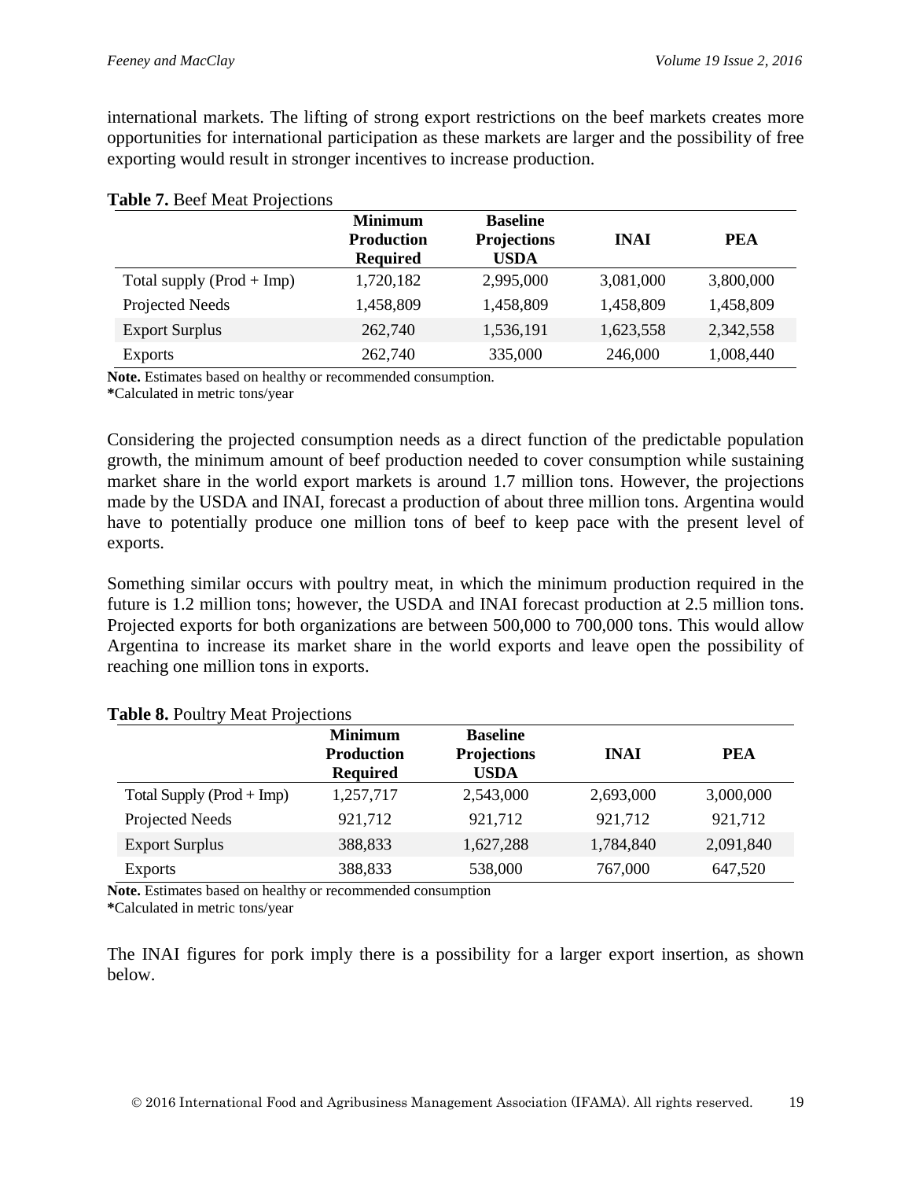international markets. The lifting of strong export restrictions on the beef markets creates more opportunities for international participation as these markets are larger and the possibility of free exporting would result in stronger incentives to increase production.

**Table 7.** Beef Meat Projections

| | Minimum Production Required | Baseline Projections USDA | INAI | PEA |
|---|---|---|---|---|
| Total supply (Prod + Imp) | 1,720,182 | 2,995,000 | 3,081,000 | 3,800,000 |
| Projected Needs | 1,458,809 | 1,458,809 | 1,458,809 | 1,458,809 |
| Export Surplus | 262,740 | 1,536,191 | 1,623,558 | 2,342,558 |
| Exports | 262,740 | 335,000 | 246,000 | 1,008,440 |

**Note.** Estimates based on healthy or recommended consumption.
**\***Calculated in metric tons/year

Considering the projected consumption needs as a direct function of the predictable population growth, the minimum amount of beef production needed to cover consumption while sustaining market share in the world export markets is around 1.7 million tons. However, the projections made by the USDA and INAI, forecast a production of about three million tons. Argentina would have to potentially produce one million tons of beef to keep pace with the present level of exports.

Something similar occurs with poultry meat, in which the minimum production required in the future is 1.2 million tons; however, the USDA and INAI forecast production at 2.5 million tons. Projected exports for both organizations are between 500,000 to 700,000 tons. This would allow Argentina to increase its market share in the world exports and leave open the possibility of reaching one million tons in exports.

**Table 8.** Poultry Meat Projections

| | Minimum Production Required | Baseline Projections USDA | INAI | PEA |
|---|---|---|---|---|
| Total Supply (Prod + Imp) | 1,257,717 | 2,543,000 | 2,693,000 | 3,000,000 |
| Projected Needs | 921,712 | 921,712 | 921,712 | 921,712 |
| Export Surplus | 388,833 | 1,627,288 | 1,784,840 | 2,091,840 |
| Exports | 388,833 | 538,000 | 767,000 | 647,520 |

**Note.** Estimates based on healthy or recommended consumption
**\***Calculated in metric tons/year

The INAI figures for pork imply there is a possibility for a larger export insertion, as shown below.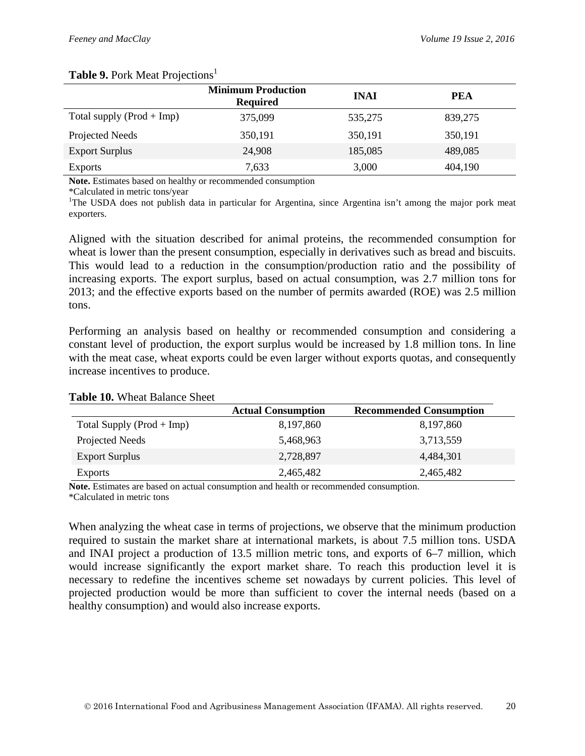**Table 9.** Pork Meat Projections[1]

| | Minimum Production Required | INAI | PEA |
|---|---|---|---|
| Total supply (Prod + Imp) | 375,099 | 535,275 | 839,275 |
| Projected Needs | 350,191 | 350,191 | 350,191 |
| Export Surplus | 24,908 | 185,085 | 489,085 |
| Exports | 7,633 | 3,000 | 404,190 |

**Note.** Estimates based on healthy or recommended consumption

*Calculated in metric tons/year

[1]The USDA does not publish data in particular for Argentina, since Argentina isn't among the major pork meat exporters.

Aligned with the situation described for animal proteins, the recommended consumption for wheat is lower than the present consumption, especially in derivatives such as bread and biscuits. This would lead to a reduction in the consumption/production ratio and the possibility of increasing exports. The export surplus, based on actual consumption, was 2.7 million tons for 2013; and the effective exports based on the number of permits awarded (ROE) was 2.5 million tons.

Performing an analysis based on healthy or recommended consumption and considering a constant level of production, the export surplus would be increased by 1.8 million tons. In line with the meat case, wheat exports could be even larger without exports quotas, and consequently increase incentives to produce.

**Table 10.** Wheat Balance Sheet

| | Actual Consumption | Recommended Consumption |
|---|---|---|
| Total Supply (Prod + Imp) | 8,197,860 | 8,197,860 |
| Projected Needs | 5,468,963 | 3,713,559 |
| Export Surplus | 2,728,897 | 4,484,301 |
| Exports | 2,465,482 | 2,465,482 |

**Note.** Estimates are based on actual consumption and health or recommended consumption.

*Calculated in metric tons

When analyzing the wheat case in terms of projections, we observe that the minimum production required to sustain the market share at international markets, is about 7.5 million tons. USDA and INAI project a production of 13.5 million metric tons, and exports of 6–7 million, which would increase significantly the export market share. To reach this production level it is necessary to redefine the incentives scheme set nowadays by current policies. This level of projected production would be more than sufficient to cover the internal needs (based on a healthy consumption) and would also increase exports.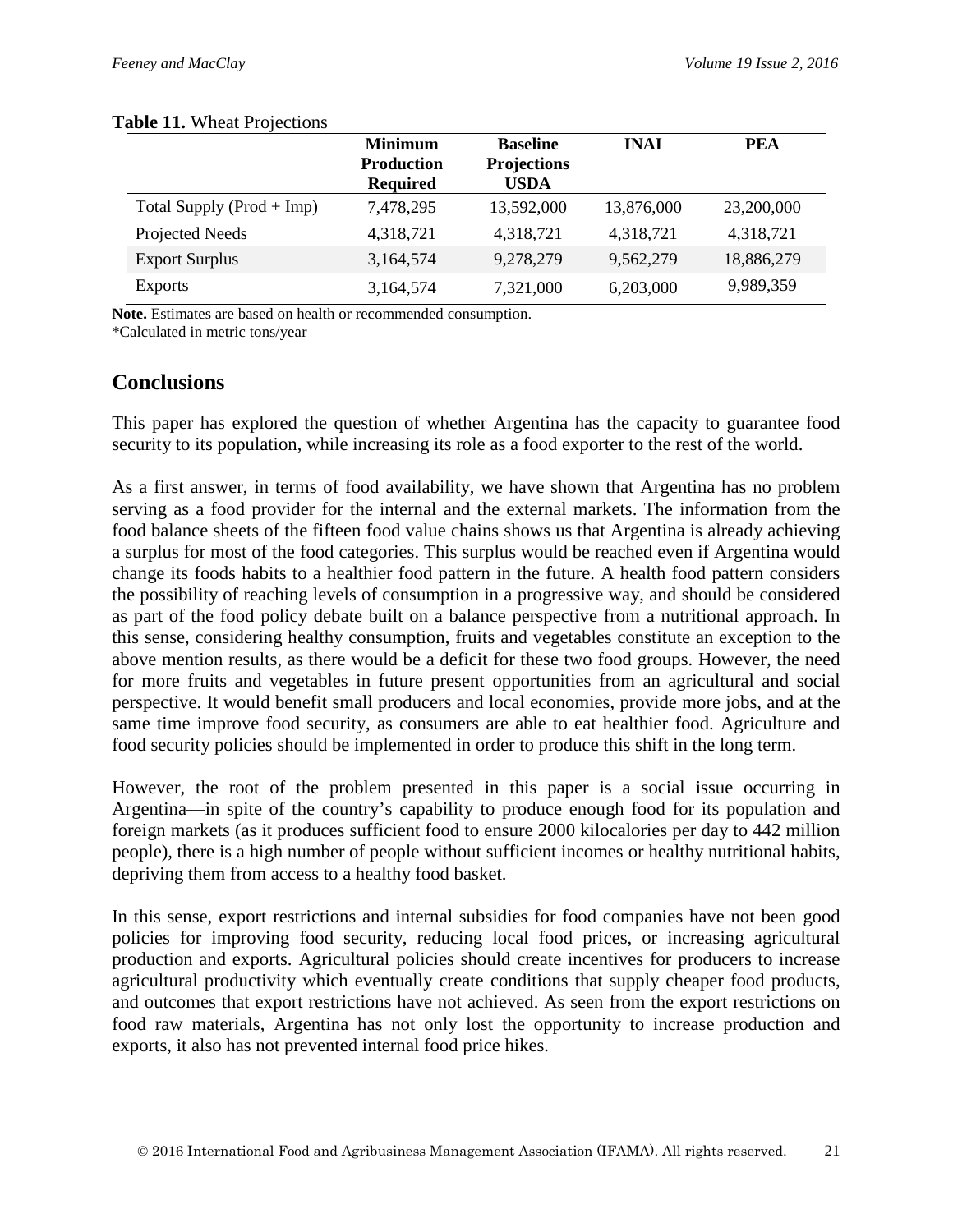**Table 11.** Wheat Projections

| | Minimum Production Required | Baseline Projections USDA | INAI | PEA |
|---|---|---|---|---|
| Total Supply (Prod + Imp) | 7,478,295 | 13,592,000 | 13,876,000 | 23,200,000 |
| Projected Needs | 4,318,721 | 4,318,721 | 4,318,721 | 4,318,721 |
| Export Surplus | 3,164,574 | 9,278,279 | 9,562,279 | 18,886,279 |
| Exports | 3,164,574 | 7,321,000 | 6,203,000 | 9,989,359 |

**Note.** Estimates are based on health or recommended consumption.
*Calculated in metric tons/year

## Conclusions

This paper has explored the question of whether Argentina has the capacity to guarantee food security to its population, while increasing its role as a food exporter to the rest of the world.

As a first answer, in terms of food availability, we have shown that Argentina has no problem serving as a food provider for the internal and the external markets. The information from the food balance sheets of the fifteen food value chains shows us that Argentina is already achieving a surplus for most of the food categories. This surplus would be reached even if Argentina would change its foods habits to a healthier food pattern in the future. A health food pattern considers the possibility of reaching levels of consumption in a progressive way, and should be considered as part of the food policy debate built on a balance perspective from a nutritional approach. In this sense, considering healthy consumption, fruits and vegetables constitute an exception to the above mention results, as there would be a deficit for these two food groups. However, the need for more fruits and vegetables in future present opportunities from an agricultural and social perspective. It would benefit small producers and local economies, provide more jobs, and at the same time improve food security, as consumers are able to eat healthier food. Agriculture and food security policies should be implemented in order to produce this shift in the long term.

However, the root of the problem presented in this paper is a social issue occurring in Argentina—in spite of the country's capability to produce enough food for its population and foreign markets (as it produces sufficient food to ensure 2000 kilocalories per day to 442 million people), there is a high number of people without sufficient incomes or healthy nutritional habits, depriving them from access to a healthy food basket.

In this sense, export restrictions and internal subsidies for food companies have not been good policies for improving food security, reducing local food prices, or increasing agricultural production and exports. Agricultural policies should create incentives for producers to increase agricultural productivity which eventually create conditions that supply cheaper food products, and outcomes that export restrictions have not achieved. As seen from the export restrictions on food raw materials, Argentina has not only lost the opportunity to increase production and exports, it also has not prevented internal food price hikes.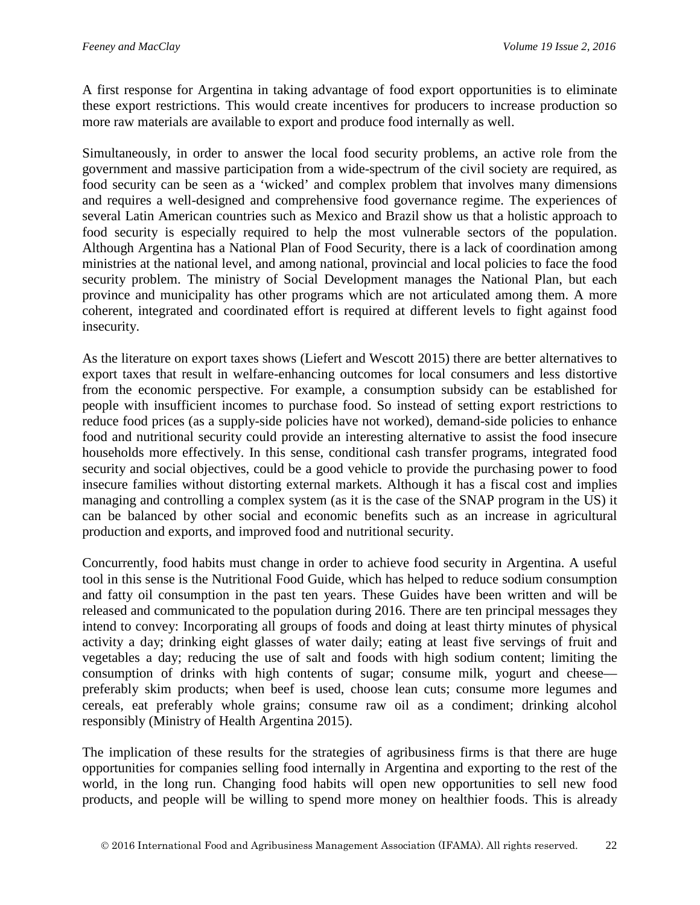A first response for Argentina in taking advantage of food export opportunities is to eliminate these export restrictions. This would create incentives for producers to increase production so more raw materials are available to export and produce food internally as well.

Simultaneously, in order to answer the local food security problems, an active role from the government and massive participation from a wide-spectrum of the civil society are required, as food security can be seen as a 'wicked' and complex problem that involves many dimensions and requires a well-designed and comprehensive food governance regime. The experiences of several Latin American countries such as Mexico and Brazil show us that a holistic approach to food security is especially required to help the most vulnerable sectors of the population. Although Argentina has a National Plan of Food Security, there is a lack of coordination among ministries at the national level, and among national, provincial and local policies to face the food security problem. The ministry of Social Development manages the National Plan, but each province and municipality has other programs which are not articulated among them. A more coherent, integrated and coordinated effort is required at different levels to fight against food insecurity.

As the literature on export taxes shows (Liefert and Wescott 2015) there are better alternatives to export taxes that result in welfare-enhancing outcomes for local consumers and less distortive from the economic perspective. For example, a consumption subsidy can be established for people with insufficient incomes to purchase food. So instead of setting export restrictions to reduce food prices (as a supply-side policies have not worked), demand-side policies to enhance food and nutritional security could provide an interesting alternative to assist the food insecure households more effectively. In this sense, conditional cash transfer programs, integrated food security and social objectives, could be a good vehicle to provide the purchasing power to food insecure families without distorting external markets. Although it has a fiscal cost and implies managing and controlling a complex system (as it is the case of the SNAP program in the US) it can be balanced by other social and economic benefits such as an increase in agricultural production and exports, and improved food and nutritional security.

Concurrently, food habits must change in order to achieve food security in Argentina. A useful tool in this sense is the Nutritional Food Guide, which has helped to reduce sodium consumption and fatty oil consumption in the past ten years. These Guides have been written and will be released and communicated to the population during 2016. There are ten principal messages they intend to convey: Incorporating all groups of foods and doing at least thirty minutes of physical activity a day; drinking eight glasses of water daily; eating at least five servings of fruit and vegetables a day; reducing the use of salt and foods with high sodium content; limiting the consumption of drinks with high contents of sugar; consume milk, yogurt and cheese—preferably skim products; when beef is used, choose lean cuts; consume more legumes and cereals, eat preferably whole grains; consume raw oil as a condiment; drinking alcohol responsibly (Ministry of Health Argentina 2015).

The implication of these results for the strategies of agribusiness firms is that there are huge opportunities for companies selling food internally in Argentina and exporting to the rest of the world, in the long run. Changing food habits will open new opportunities to sell new food products, and people will be willing to spend more money on healthier foods. This is already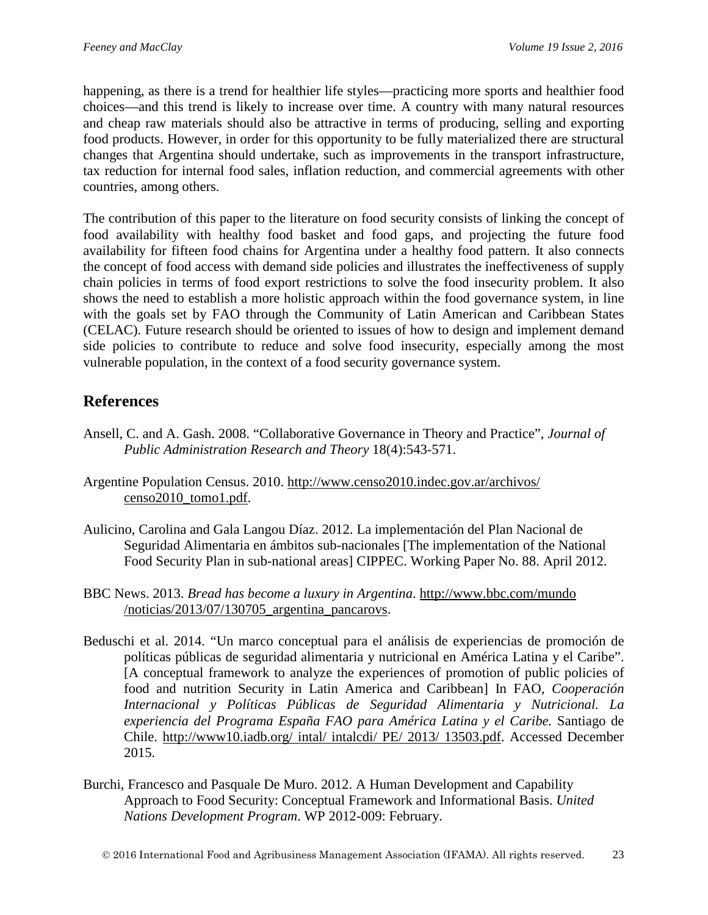happening, as there is a trend for healthier life styles—practicing more sports and healthier food choices—and this trend is likely to increase over time. A country with many natural resources and cheap raw materials should also be attractive in terms of producing, selling and exporting food products. However, in order for this opportunity to be fully materialized there are structural changes that Argentina should undertake, such as improvements in the transport infrastructure, tax reduction for internal food sales, inflation reduction, and commercial agreements with other countries, among others.

The contribution of this paper to the literature on food security consists of linking the concept of food availability with healthy food basket and food gaps, and projecting the future food availability for fifteen food chains for Argentina under a healthy food pattern. It also connects the concept of food access with demand side policies and illustrates the ineffectiveness of supply chain policies in terms of food export restrictions to solve the food insecurity problem. It also shows the need to establish a more holistic approach within the food governance system, in line with the goals set by FAO through the Community of Latin American and Caribbean States (CELAC). Future research should be oriented to issues of how to design and implement demand side policies to contribute to reduce and solve food insecurity, especially among the most vulnerable population, in the context of a food security governance system.

## References

Ansell, C. and A. Gash. 2008. "Collaborative Governance in Theory and Practice", *Journal of Public Administration Research and Theory* 18(4):543-571.

Argentine Population Census. 2010. http://www.censo2010.indec.gov.ar/archivos/censo2010_tomo1.pdf.

Aulicino, Carolina and Gala Langou Díaz. 2012. La implementación del Plan Nacional de Seguridad Alimentaria en ámbitos sub-nacionales [The implementation of the National Food Security Plan in sub-national areas] CIPPEC. Working Paper No. 88. April 2012.

BBC News. 2013. *Bread has become a luxury in Argentina*. http://www.bbc.com/mundo/noticias/2013/07/130705_argentina_pancarovs.

Beduschi et al. 2014. "Un marco conceptual para el análisis de experiencias de promoción de políticas públicas de seguridad alimentaria y nutricional en América Latina y el Caribe". [A conceptual framework to analyze the experiences of promotion of public policies of food and nutrition Security in Latin America and Caribbean] In FAO, *Cooperación Internacional y Políticas Públicas de Seguridad Alimentaria y Nutricional. La experiencia del Programa España FAO para América Latina y el Caribe.* Santiago de Chile. http://www10.iadb.org/ intal/ intalcdi/ PE/ 2013/ 13503.pdf. Accessed December 2015.

Burchi, Francesco and Pasquale De Muro. 2012. A Human Development and Capability Approach to Food Security: Conceptual Framework and Informational Basis. *United Nations Development Program*. WP 2012-009: February.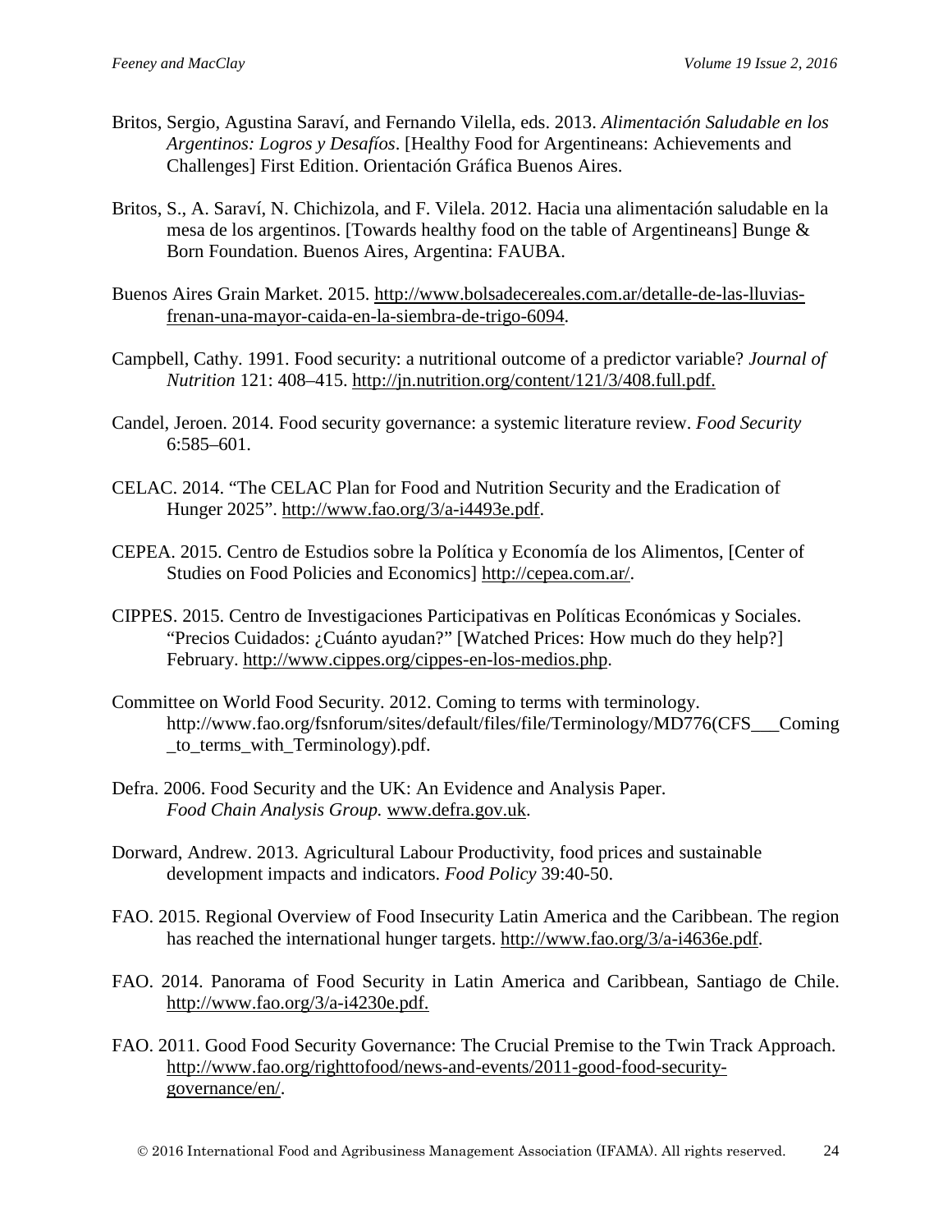Britos, Sergio, Agustina Saraví, and Fernando Vilella, eds. 2013. *Alimentación Saludable en los Argentinos: Logros y Desafíos*. [Healthy Food for Argentineans: Achievements and Challenges] First Edition. Orientación Gráfica Buenos Aires.

Britos, S., A. Saraví, N. Chichizola, and F. Vilela. 2012. Hacia una alimentación saludable en la mesa de los argentinos. [Towards healthy food on the table of Argentineans] Bunge & Born Foundation. Buenos Aires, Argentina: FAUBA.

Buenos Aires Grain Market. 2015. http://www.bolsadecereales.com.ar/detalle-de-las-lluvias-frenan-una-mayor-caida-en-la-siembra-de-trigo-6094.

Campbell, Cathy. 1991. Food security: a nutritional outcome of a predictor variable? *Journal of Nutrition* 121: 408–415. http://jn.nutrition.org/content/121/3/408.full.pdf.

Candel, Jeroen. 2014. Food security governance: a systemic literature review. *Food Security* 6:585–601.

CELAC. 2014. "The CELAC Plan for Food and Nutrition Security and the Eradication of Hunger 2025". http://www.fao.org/3/a-i4493e.pdf.

CEPEA. 2015. Centro de Estudios sobre la Política y Economía de los Alimentos, [Center of Studies on Food Policies and Economics] http://cepea.com.ar/.

CIPPES. 2015. Centro de Investigaciones Participativas en Políticas Económicas y Sociales. "Precios Cuidados: ¿Cuánto ayudan?" [Watched Prices: How much do they help?] February. http://www.cippes.org/cippes-en-los-medios.php.

Committee on World Food Security. 2012. Coming to terms with terminology. http://www.fao.org/fsnforum/sites/default/files/file/Terminology/MD776(CFS___Coming_to_terms_with_Terminology).pdf.

Defra. 2006. Food Security and the UK: An Evidence and Analysis Paper. *Food Chain Analysis Group.* www.defra.gov.uk.

Dorward, Andrew. 2013. Agricultural Labour Productivity, food prices and sustainable development impacts and indicators. *Food Policy* 39:40-50.

FAO. 2015. Regional Overview of Food Insecurity Latin America and the Caribbean. The region has reached the international hunger targets. http://www.fao.org/3/a-i4636e.pdf.

FAO. 2014. Panorama of Food Security in Latin America and Caribbean, Santiago de Chile. http://www.fao.org/3/a-i4230e.pdf.

FAO. 2011. Good Food Security Governance: The Crucial Premise to the Twin Track Approach. http://www.fao.org/righttofood/news-and-events/2011-good-food-security-governance/en/.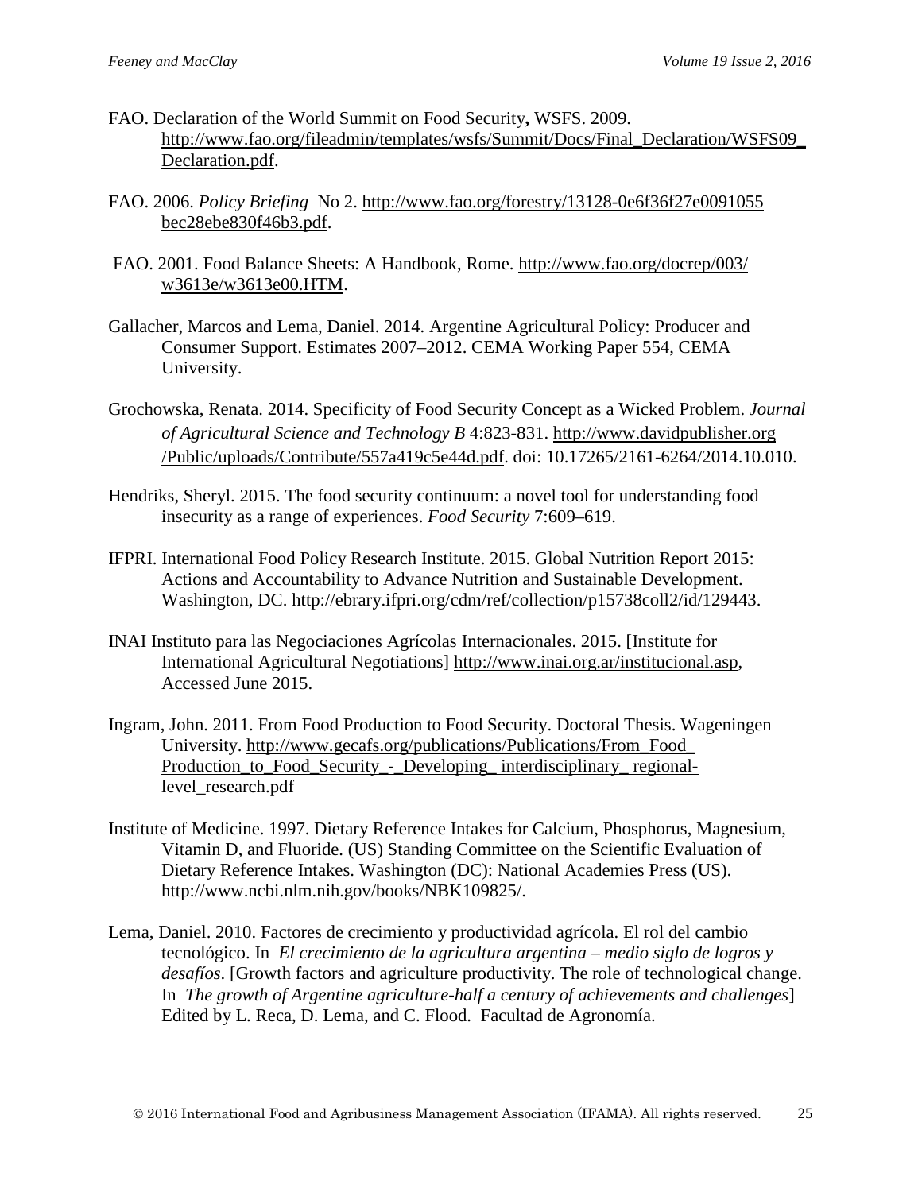FAO. Declaration of the World Summit on Food Security**,** WSFS. 2009. http://www.fao.org/fileadmin/templates/wsfs/Summit/Docs/Final_Declaration/WSFS09_Declaration.pdf.

FAO. 2006. *Policy Briefing* No 2. http://www.fao.org/forestry/13128-0e6f36f27e0091055bec28ebe830f46b3.pdf.

FAO. 2001. Food Balance Sheets: A Handbook, Rome. http://www.fao.org/docrep/003/w3613e/w3613e00.HTM.

Gallacher, Marcos and Lema, Daniel. 2014. Argentine Agricultural Policy: Producer and Consumer Support. Estimates 2007–2012. CEMA Working Paper 554, CEMA University.

Grochowska, Renata. 2014. Specificity of Food Security Concept as a Wicked Problem. *Journal of Agricultural Science and Technology B* 4:823-831. http://www.davidpublisher.org/Public/uploads/Contribute/557a419c5e44d.pdf. doi: 10.17265/2161-6264/2014.10.010.

Hendriks, Sheryl. 2015. The food security continuum: a novel tool for understanding food insecurity as a range of experiences. *Food Security* 7:609–619.

IFPRI. International Food Policy Research Institute. 2015. Global Nutrition Report 2015: Actions and Accountability to Advance Nutrition and Sustainable Development. Washington, DC. http://ebrary.ifpri.org/cdm/ref/collection/p15738coll2/id/129443.

INAI Instituto para las Negociaciones Agrícolas Internacionales. 2015. [Institute for International Agricultural Negotiations] http://www.inai.org.ar/institucional.asp, Accessed June 2015.

Ingram, John. 2011. From Food Production to Food Security. Doctoral Thesis. Wageningen University. http://www.gecafs.org/publications/Publications/From_Food_Production_to_Food_Security_-_Developing_ interdisciplinary_ regional-level_research.pdf

Institute of Medicine. 1997. Dietary Reference Intakes for Calcium, Phosphorus, Magnesium, Vitamin D, and Fluoride. (US) Standing Committee on the Scientific Evaluation of Dietary Reference Intakes. Washington (DC): National Academies Press (US). http://www.ncbi.nlm.nih.gov/books/NBK109825/.

Lema, Daniel. 2010. Factores de crecimiento y productividad agrícola. El rol del cambio tecnológico. In *El crecimiento de la agricultura argentina – medio siglo de logros y desafíos.* [Growth factors and agriculture productivity. The role of technological change. In *The growth of Argentine agriculture-half a century of achievements and challenges*] Edited by L. Reca, D. Lema, and C. Flood. Facultad de Agronomía.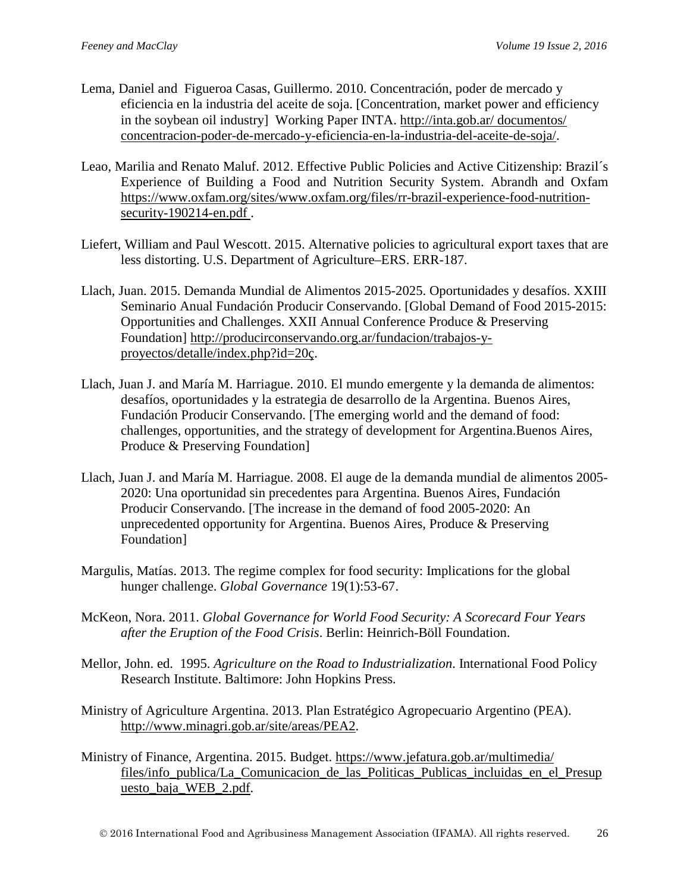Lema, Daniel and Figueroa Casas, Guillermo. 2010. Concentración, poder de mercado y eficiencia en la industria del aceite de soja. [Concentration, market power and efficiency in the soybean oil industry] Working Paper INTA. http://inta.gob.ar/ documentos/ concentracion-poder-de-mercado-y-eficiencia-en-la-industria-del-aceite-de-soja/.

Leao, Marilia and Renato Maluf. 2012. Effective Public Policies and Active Citizenship: Brazil´s Experience of Building a Food and Nutrition Security System. Abrandh and Oxfam https://www.oxfam.org/sites/www.oxfam.org/files/rr-brazil-experience-food-nutrition-security-190214-en.pdf .

Liefert, William and Paul Wescott. 2015. Alternative policies to agricultural export taxes that are less distorting. U.S. Department of Agriculture–ERS. ERR-187.

Llach, Juan. 2015. Demanda Mundial de Alimentos 2015-2025. Oportunidades y desafíos. XXIII Seminario Anual Fundación Producir Conservando. [Global Demand of Food 2015-2015: Opportunities and Challenges. XXII Annual Conference Produce & Preserving Foundation] http://producirconservando.org.ar/fundacion/trabajos-y-proyectos/detalle/index.php?id=20ç.

Llach, Juan J. and María M. Harriague. 2010. El mundo emergente y la demanda de alimentos: desafíos, oportunidades y la estrategia de desarrollo de la Argentina. Buenos Aires, Fundación Producir Conservando. [The emerging world and the demand of food: challenges, opportunities, and the strategy of development for Argentina.Buenos Aires, Produce & Preserving Foundation]

Llach, Juan J. and María M. Harriague. 2008. El auge de la demanda mundial de alimentos 2005-2020: Una oportunidad sin precedentes para Argentina. Buenos Aires, Fundación Producir Conservando. [The increase in the demand of food 2005-2020: An unprecedented opportunity for Argentina. Buenos Aires, Produce & Preserving Foundation]

Margulis, Matías. 2013. The regime complex for food security: Implications for the global hunger challenge. *Global Governance* 19(1):53-67.

McKeon, Nora. 2011. *Global Governance for World Food Security: A Scorecard Four Years after the Eruption of the Food Crisis*. Berlin: Heinrich-Böll Foundation.

Mellor, John. ed. 1995. *Agriculture on the Road to Industrialization*. International Food Policy Research Institute. Baltimore: John Hopkins Press.

Ministry of Agriculture Argentina. 2013. Plan Estratégico Agropecuario Argentino (PEA). http://www.minagri.gob.ar/site/areas/PEA2.

Ministry of Finance, Argentina. 2015. Budget. https://www.jefatura.gob.ar/multimedia/ files/info_publica/La_Comunicacion_de_las_Politicas_Publicas_incluidas_en_el_Presupuesto_baja_WEB_2.pdf.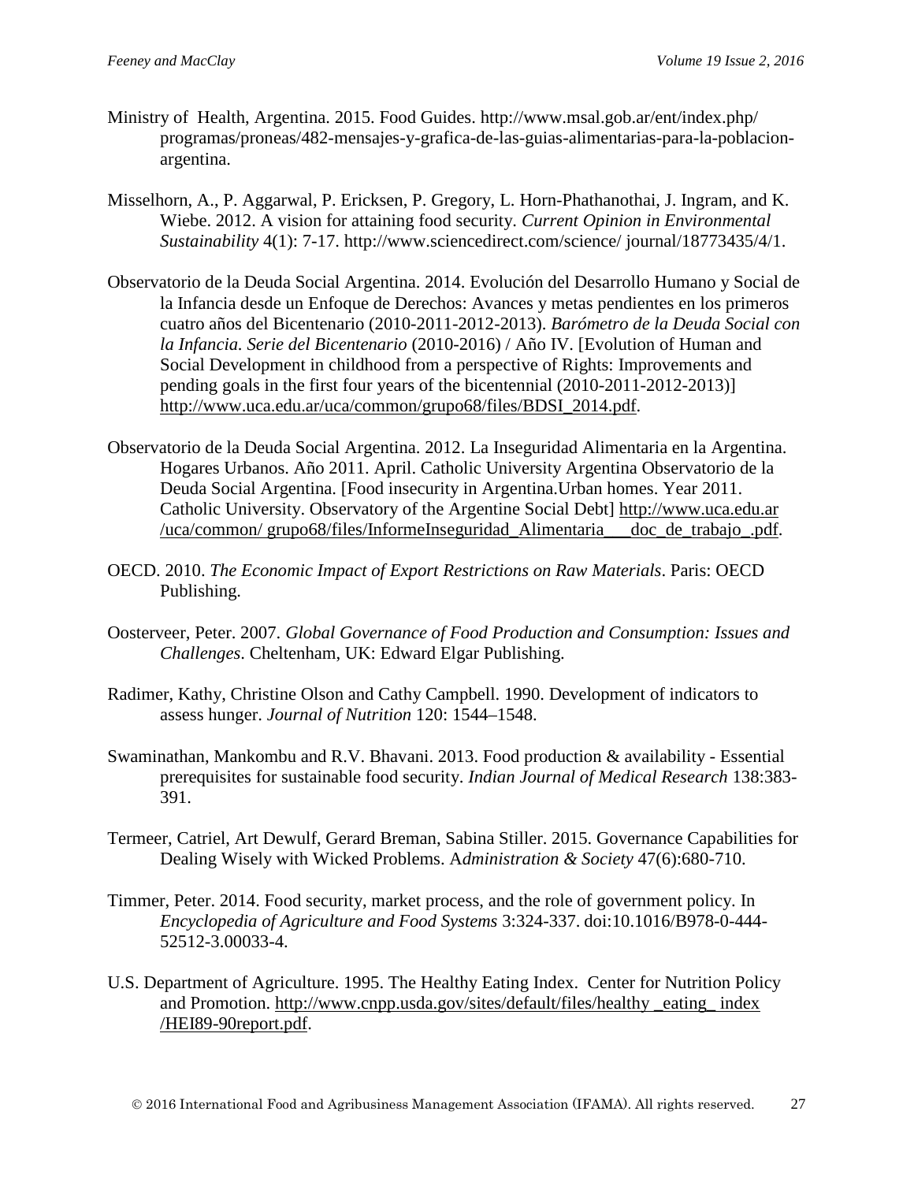Ministry of Health, Argentina. 2015. Food Guides. http://www.msal.gob.ar/ent/index.php/programas/proneas/482-mensajes-y-grafica-de-las-guias-alimentarias-para-la-poblacion-argentina.

Misselhorn, A., P. Aggarwal, P. Ericksen, P. Gregory, L. Horn-Phathanothai, J. Ingram, and K. Wiebe. 2012. A vision for attaining food security. *Current Opinion in Environmental Sustainability* 4(1): 7-17. http://www.sciencedirect.com/science/ journal/18773435/4/1.

Observatorio de la Deuda Social Argentina. 2014. Evolución del Desarrollo Humano y Social de la Infancia desde un Enfoque de Derechos: Avances y metas pendientes en los primeros cuatro años del Bicentenario (2010-2011-2012-2013). *Barómetro de la Deuda Social con la Infancia. Serie del Bicentenario* (2010-2016) / Año IV. [Evolution of Human and Social Development in childhood from a perspective of Rights: Improvements and pending goals in the first four years of the bicentennial (2010-2011-2012-2013)] http://www.uca.edu.ar/uca/common/grupo68/files/BDSI_2014.pdf.

Observatorio de la Deuda Social Argentina. 2012. La Inseguridad Alimentaria en la Argentina. Hogares Urbanos. Año 2011. April. Catholic University Argentina Observatorio de la Deuda Social Argentina. [Food insecurity in Argentina.Urban homes. Year 2011. Catholic University. Observatory of the Argentine Social Debt] http://www.uca.edu.ar /uca/common/ grupo68/files/InformeInseguridad_Alimentaria___doc_de_trabajo_.pdf.

OECD. 2010. *The Economic Impact of Export Restrictions on Raw Materials*. Paris: OECD Publishing.

Oosterveer, Peter. 2007. *Global Governance of Food Production and Consumption: Issues and Challenges*. Cheltenham, UK: Edward Elgar Publishing.

Radimer, Kathy, Christine Olson and Cathy Campbell. 1990. Development of indicators to assess hunger. *Journal of Nutrition* 120: 1544–1548.

Swaminathan, Mankombu and R.V. Bhavani. 2013. Food production & availability - Essential prerequisites for sustainable food security. *Indian Journal of Medical Research* 138:383-391.

Termeer, Catriel, Art Dewulf, Gerard Breman, Sabina Stiller. 2015. Governance Capabilities for Dealing Wisely with Wicked Problems. A*dministration & Society* 47(6):680-710.

Timmer, Peter. 2014. Food security, market process, and the role of government policy. In *Encyclopedia of Agriculture and Food Systems* 3:324-337. doi:10.1016/B978-0-444-52512-3.00033-4.

U.S. Department of Agriculture. 1995. The Healthy Eating Index. Center for Nutrition Policy and Promotion. http://www.cnpp.usda.gov/sites/default/files/healthy _eating_ index /HEI89-90report.pdf.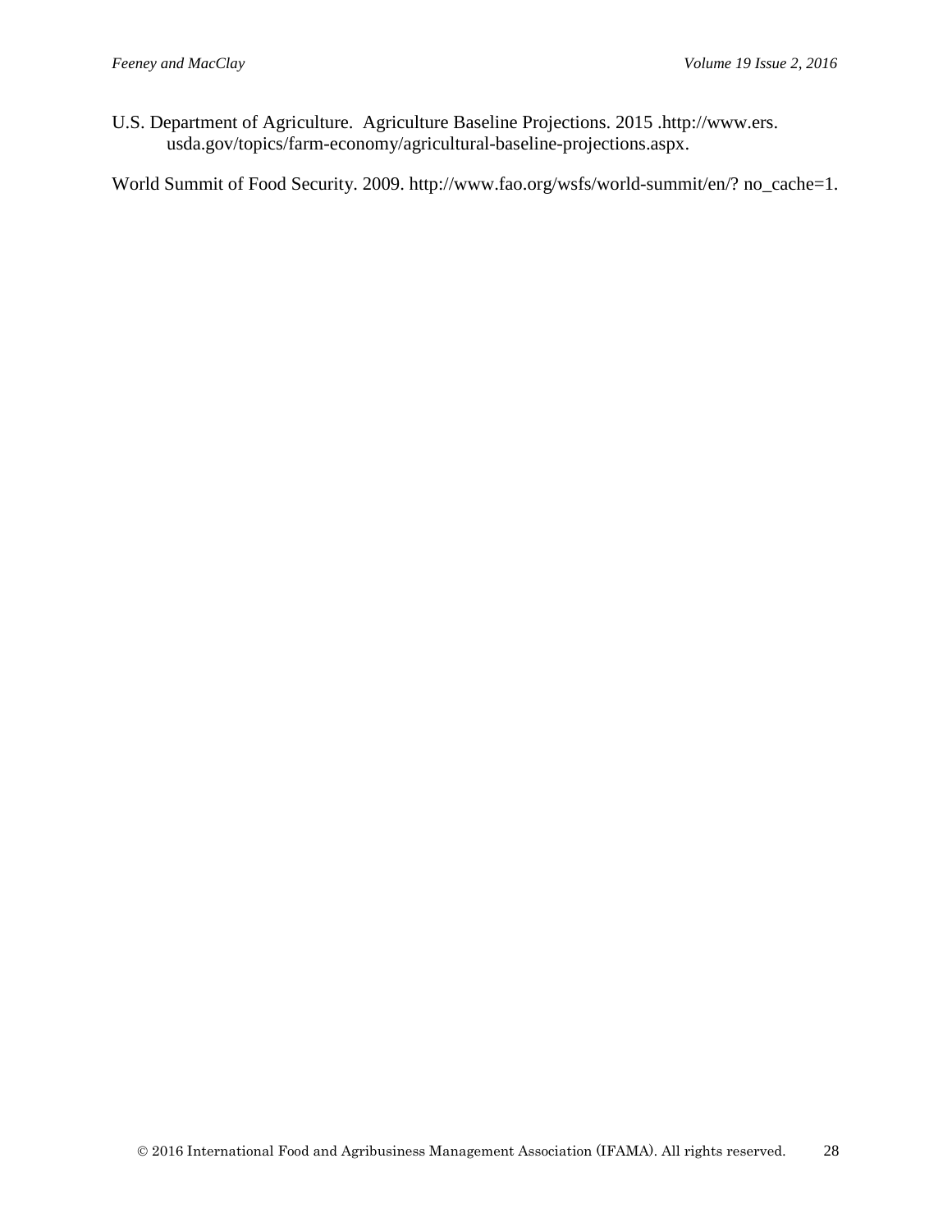U.S. Department of Agriculture. Agriculture Baseline Projections. 2015 .http://www.ers.usda.gov/topics/farm-economy/agricultural-baseline-projections.aspx.

World Summit of Food Security. 2009. http://www.fao.org/wsfs/world-summit/en/? no_cache=1.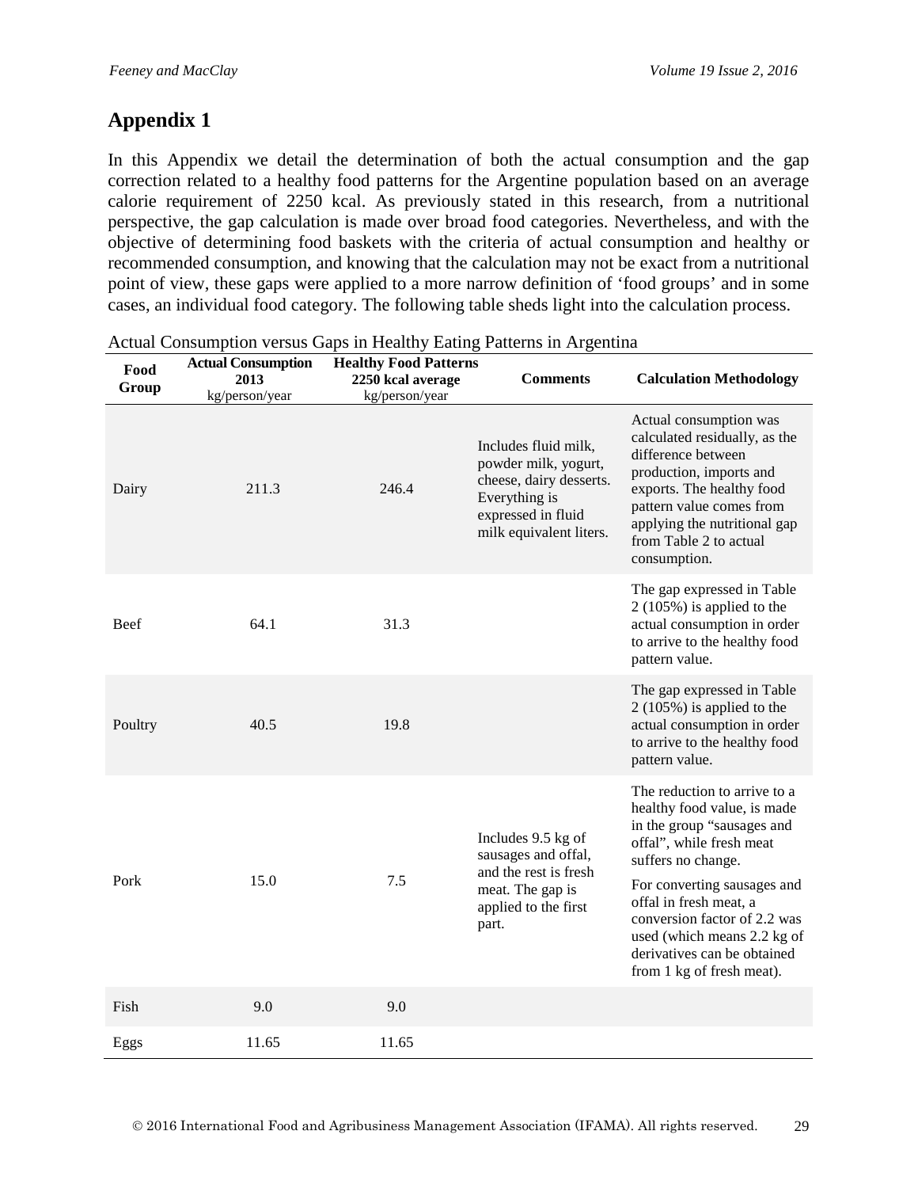## Appendix 1

In this Appendix we detail the determination of both the actual consumption and the gap correction related to a healthy food patterns for the Argentine population based on an average calorie requirement of 2250 kcal. As previously stated in this research, from a nutritional perspective, the gap calculation is made over broad food categories. Nevertheless, and with the objective of determining food baskets with the criteria of actual consumption and healthy or recommended consumption, and knowing that the calculation may not be exact from a nutritional point of view, these gaps were applied to a more narrow definition of 'food groups' and in some cases, an individual food category. The following table sheds light into the calculation process.

Actual Consumption versus Gaps in Healthy Eating Patterns in Argentina

| Food Group | Actual Consumption 2013 kg/person/year | Healthy Food Patterns 2250 kcal average kg/person/year | Comments | Calculation Methodology |
|---|---|---|---|---|
| Dairy | 211.3 | 246.4 | Includes fluid milk, powder milk, yogurt, cheese, dairy desserts. Everything is expressed in fluid milk equivalent liters. | Actual consumption was calculated residually, as the difference between production, imports and exports. The healthy food pattern value comes from applying the nutritional gap from Table 2 to actual consumption. |
| Beef | 64.1 | 31.3 | | The gap expressed in Table 2 (105%) is applied to the actual consumption in order to arrive to the healthy food pattern value. |
| Poultry | 40.5 | 19.8 | | The gap expressed in Table 2 (105%) is applied to the actual consumption in order to arrive to the healthy food pattern value. |
| Pork | 15.0 | 7.5 | Includes 9.5 kg of sausages and offal, and the rest is fresh meat. The gap is applied to the first part. | The reduction to arrive to a healthy food value, is made in the group "sausages and offal", while fresh meat suffers no change. For converting sausages and offal in fresh meat, a conversion factor of 2.2 was used (which means 2.2 kg of derivatives can be obtained from 1 kg of fresh meat). |
| Fish | 9.0 | 9.0 | | |
| Eggs | 11.65 | 11.65 | | |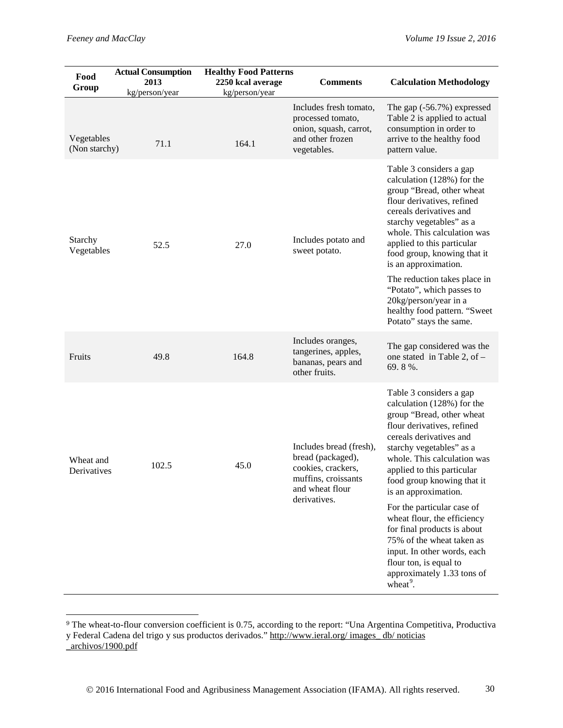| Food Group | Actual Consumption 2013 kg/person/year | Healthy Food Patterns 2250 kcal average kg/person/year | Comments | Calculation Methodology |
|---|---|---|---|---|
| Vegetables (Non starchy) | 71.1 | 164.1 | Includes fresh tomato, processed tomato, onion, squash, carrot, and other frozen vegetables. | The gap (-56.7%) expressed Table 2 is applied to actual consumption in order to arrive to the healthy food pattern value. |
| Starchy Vegetables | 52.5 | 27.0 | Includes potato and sweet potato. | Table 3 considers a gap calculation (128%) for the group "Bread, other wheat flour derivatives, refined cereals derivatives and starchy vegetables" as a whole. This calculation was applied to this particular food group, knowing that it is an approximation. The reduction takes place in "Potato", which passes to 20kg/person/year in a healthy food pattern. "Sweet Potato" stays the same. |
| Fruits | 49.8 | 164.8 | Includes oranges, tangerines, apples, bananas, pears and other fruits. | The gap considered was the one stated in Table 2, of – 69. 8 %. |
| Wheat and Derivatives | 102.5 | 45.0 | Includes bread (fresh), bread (packaged), cookies, crackers, muffins, croissants and wheat flour derivatives. | Table 3 considers a gap calculation (128%) for the group "Bread, other wheat flour derivatives, refined cereals derivatives and starchy vegetables" as a whole. This calculation was applied to this particular food group knowing that it is an approximation. For the particular case of wheat flour, the efficiency for final products is about 75% of the wheat taken as input. In other words, each flour ton, is equal to approximately 1.33 tons of wheat[9]. |

[9] The wheat-to-flour conversion coefficient is 0.75, according to the report: "Una Argentina Competitiva, Productiva y Federal Cadena del trigo y sus productos derivados." http://www.ieral.org/ images_ db/ noticias _archivos/1900.pdf

© 2016 International Food and Agribusiness Management Association (IFAMA). All rights reserved.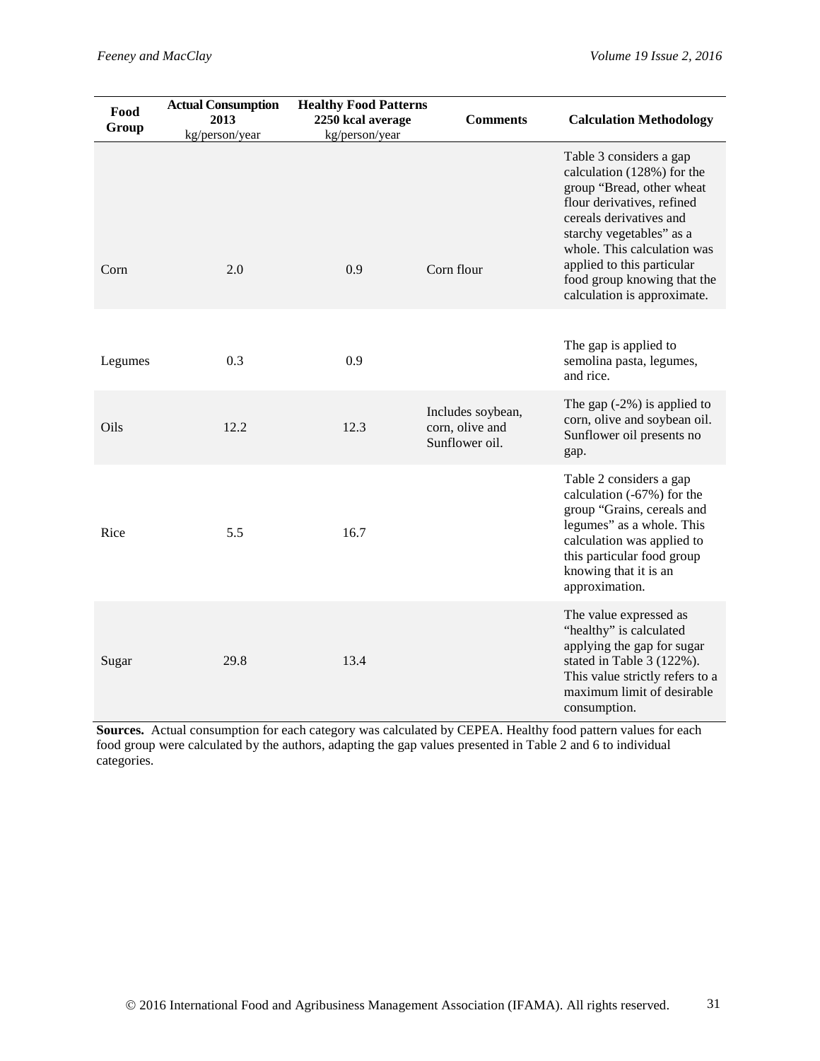| Food Group | Actual Consumption 2013 kg/person/year | Healthy Food Patterns 2250 kcal average kg/person/year | Comments | Calculation Methodology |
|---|---|---|---|---|
| Corn | 2.0 | 0.9 | Corn flour | Table 3 considers a gap calculation (128%) for the group “Bread, other wheat flour derivatives, refined cereals derivatives and starchy vegetables” as a whole. This calculation was applied to this particular food group knowing that the calculation is approximate. |
| Legumes | 0.3 | 0.9 | | The gap is applied to semolina pasta, legumes, and rice. |
| Oils | 12.2 | 12.3 | Includes soybean, corn, olive and Sunflower oil. | The gap (-2%) is applied to corn, olive and soybean oil. Sunflower oil presents no gap. |
| Rice | 5.5 | 16.7 | | Table 2 considers a gap calculation (-67%) for the group “Grains, cereals and legumes” as a whole. This calculation was applied to this particular food group knowing that it is an approximation. |
| Sugar | 29.8 | 13.4 | | The value expressed as “healthy” is calculated applying the gap for sugar stated in Table 3 (122%). This value strictly refers to a maximum limit of desirable consumption. |

**Sources.** Actual consumption for each category was calculated by CEPEA. Healthy food pattern values for each food group were calculated by the authors, adapting the gap values presented in Table 2 and 6 to individual categories.